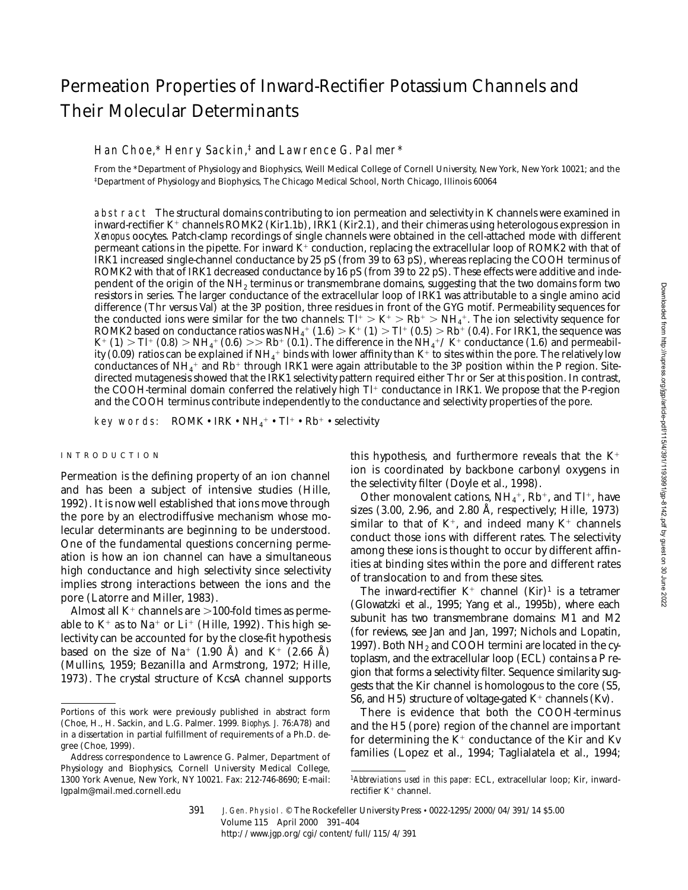# Permeation Properties of Inward-Rectifier Potassium Channels and Their Molecular Determinants

Han Choe,* Henry Sackin,‡ and Lawrence G. Palmer*

From the *Department of Physiology and Biophysics, Weill Medical College of Cornell University, New York, New York 10021; and the ‡Department of Physiology and Biophysics, The Chicago Medical School, North Chicago, Illinois 60064

**abstract** The structural domains contributing to ion permeation and selectivity in K channels were examined in inward-rectifier $K^+$ channels ROMK2 (Kir1.1b), IRK1 (Kir2.1), and their chimeras using heterologous expression in *Xenopus* oocytes. Patch-clamp recordings of single channels were obtained in the cell-attached mode with different permeant cations in the pipette. For inward $K^+$ conduction, replacing the extracellular loop of ROMK2 with that of IRK1 increased single-channel conductance by 25 pS (from 39 to 63 pS), whereas replacing the COOH terminus of ROMK2 with that of IRK1 decreased conductance by 16 pS (from 39 to 22 pS). These effects were additive and independent of the origin of the $NH_2$ terminus or transmembrane domains, suggesting that the two domains form two resistors in series. The larger conductance of the extracellular loop of IRK1 was attributable to a single amino acid difference (Thr versus Val) at the 3P position, three residues in front of the GYG motif. Permeability sequences for the conducted ions were similar for the two channels: $Tl^+ > K^+ > Rb^+ > NH_4^+$. The ion selectivity sequence for ROMK2 based on conductance ratios was $NH_4^+$ (1.6) $> K^+$ (1) $> Tl^+$ (0.5) $> Rb^+$ (0.4). For IRK1, the sequence was $K^+$ (1) $> Tl^+$ (0.8) $> NH_4^+$ (0.6) $>> Rb^+$ (0.1). The difference in the $NH_4^+/K^+$ conductance (1.6) and permeability (0.09) ratios can be explained if $NH_4^+$ binds with lower affinity than $K^+$ to sites within the pore. The relatively low conductances of $NH_4^+$ and $Rb^+$ through IRK1 were again attributable to the 3P position within the P region. Site-directed mutagenesis showed that the IRK1 selectivity pattern required either Thr or Ser at this position. In contrast, the COOH-terminal domain conferred the relatively high $Tl^+$ conductance in IRK1. We propose that the P-region and the COOH terminus contribute independently to the conductance and selectivity properties of the pore.

**key words:** ROMK • IRK • $NH_4^+$ • $Tl^+$ • $Rb^+$ • selectivity

## INTRODUCTION

Permeation is the defining property of an ion channel and has been a subject of intensive studies (Hille, 1992). It is now well established that ions move through the pore by an electrodiffusive mechanism whose molecular determinants are beginning to be understood. One of the fundamental questions concerning permeation is how an ion channel can have a simultaneous high conductance and high selectivity since selectivity implies strong interactions between the ions and the pore (Latorre and Miller, 1983).

Almost all $K^+$ channels are >100-fold times as permeable to $K^+$ as to $Na^+$ or $Li^+$ (Hille, 1992). This high selectivity can be accounted for by the close-fit hypothesis based on the size of $Na^+$ (1.90 Å) and $K^+$ (2.66 Å) (Mullins, 1959; Bezanilla and Armstrong, 1972; Hille, 1973). The crystal structure of KcsA channel supports this hypothesis, and furthermore reveals that the $K^+$ ion is coordinated by backbone carbonyl oxygens in the selectivity filter (Doyle et al., 1998).

Other monovalent cations, $NH_4^+$, $Rb^+$, and $Tl^+$, have sizes (3.00, 2.96, and 2.80 Å, respectively; Hille, 1973) similar to that of $K^+$, and indeed many $K^+$ channels conduct those ions with different rates. The selectivity among these ions is thought to occur by different affinities at binding sites within the pore and different rates of translocation to and from these sites.

The inward-rectifier $K^+$ channel (Kir)[1] is a tetramer (Glowatzki et al., 1995; Yang et al., 1995b), where each subunit has two transmembrane domains: M1 and M2 (for reviews, see Jan and Jan, 1997; Nichols and Lopatin, 1997). Both $NH_2$ and COOH termini are located in the cytoplasm, and the extracellular loop (ECL) contains a P region that forms a selectivity filter. Sequence similarity suggests that the Kir channel is homologous to the core (S5, S6, and H5) structure of voltage-gated $K^+$ channels (Kv).

There is evidence that both the COOH-terminus and the H5 (pore) region of the channel are important for determining the $K^+$ conductance of the Kir and Kv families (Lopez et al., 1994; Taglialatela et al., 1994;

---

Portions of this work were previously published in abstract form (Choe, H., H. Sackin, and L.G. Palmer. 1999. *Biophys. J.* 76:A78) and in a dissertation in partial fulfillment of requirements of a Ph.D. degree (Choe, 1999).

Address correspondence to Lawrence G. Palmer, Department of Physiology and Biophysics, Cornell University Medical College, 1300 York Avenue, New York, NY 10021. Fax: 212-746-8690; E-mail: lgpalm@mail.med.cornell.edu

[1] *Abbreviations used in this paper:* ECL, extracellular loop; Kir, inward-rectifier $K^+$ channel.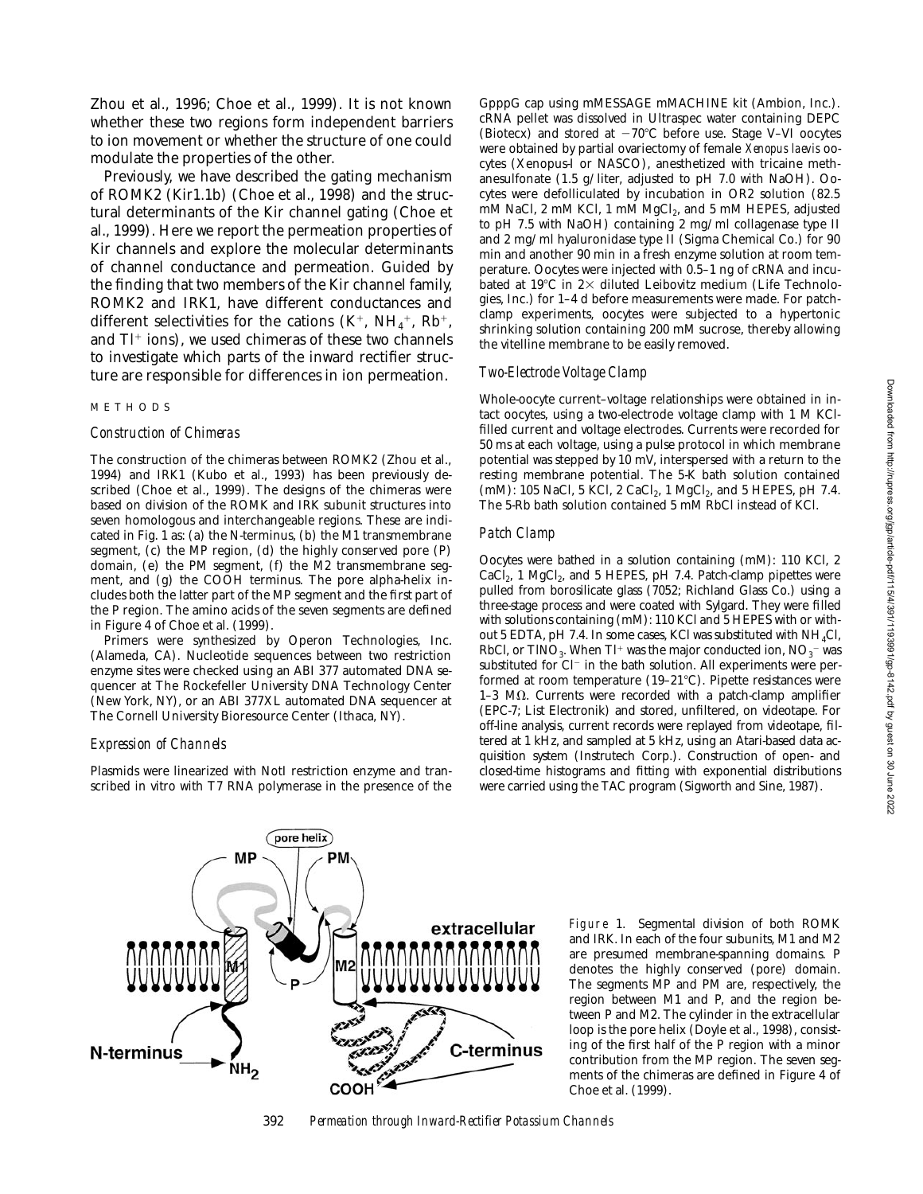Zhou et al., 1996; Choe et al., 1999). It is not known whether these two regions form independent barriers to ion movement or whether the structure of one could modulate the properties of the other.

Previously, we have described the gating mechanism of ROMK2 (Kir1.1b) (Choe et al., 1998) and the structural determinants of the Kir channel gating (Choe et al., 1999). Here we report the permeation properties of Kir channels and explore the molecular determinants of channel conductance and permeation. Guided by the finding that two members of the Kir channel family, ROMK2 and IRK1, have different conductances and different selectivities for the cations ($K^+$, $NH_4^+$, $Rb^+$, and $Tl^+$ ions), we used chimeras of these two channels to investigate which parts of the inward rectifier structure are responsible for differences in ion permeation.

## METHODS

### *Construction of Chimeras*

The construction of the chimeras between ROMK2 (Zhou et al., 1994) and IRK1 (Kubo et al., 1993) has been previously described (Choe et al., 1999). The designs of the chimeras were based on division of the ROMK and IRK subunit structures into seven homologous and interchangeable regions. These are indicated in Fig. 1 as: (a) the N-terminus, (b) the M1 transmembrane segment, (c) the MP region, (d) the highly conserved pore (P) domain, (e) the PM segment, (f) the M2 transmembrane segment, and (g) the COOH terminus. The pore alpha-helix includes both the latter part of the MP segment and the first part of the P region. The amino acids of the seven segments are defined in Figure 4 of Choe et al. (1999).

Primers were synthesized by Operon Technologies, Inc. (Alameda, CA). Nucleotide sequences between two restriction enzyme sites were checked using an ABI 377 automated DNA sequencer at The Rockefeller University DNA Technology Center (New York, NY), or an ABI 377XL automated DNA sequencer at The Cornell University Bioresource Center (Ithaca, NY).

### *Expression of Channels*

Plasmids were linearized with NotI restriction enzyme and transcribed in vitro with T7 RNA polymerase in the presence of the GpppG cap using mMESSAGE mMACHINE kit (Ambion, Inc.). cRNA pellet was dissolved in Ultraspec water containing DEPC (Biotecx) and stored at −70°C before use. Stage V–VI oocytes were obtained by partial ovariectomy of female *Xenopus laevis* oocytes (Xenopus-I or NASCO), anesthetized with tricaine methanesulfonate (1.5 g/liter, adjusted to pH 7.0 with NaOH). Oocytes were defolliculated by incubation in OR2 solution (82.5 mM NaCl, 2 mM KCl, 1 mM $MgCl_2$, and 5 mM HEPES, adjusted to pH 7.5 with NaOH) containing 2 mg/ml collagenase type II and 2 mg/ml hyaluronidase type II (Sigma Chemical Co.) for 90 min and another 90 min in a fresh enzyme solution at room temperature. Oocytes were injected with 0.5–1 ng of cRNA and incubated at 19°C in 2× diluted Leibovitz medium (Life Technologies, Inc.) for 1–4 d before measurements were made. For patch-clamp experiments, oocytes were subjected to a hypertonic shrinking solution containing 200 mM sucrose, thereby allowing the vitelline membrane to be easily removed.

### *Two-Electrode Voltage Clamp*

Whole-oocyte current–voltage relationships were obtained in intact oocytes, using a two-electrode voltage clamp with 1 M KCl-filled current and voltage electrodes. Currents were recorded for 50 ms at each voltage, using a pulse protocol in which membrane potential was stepped by 10 mV, interspersed with a return to the resting membrane potential. The 5-K bath solution contained (mM): 105 NaCl, 5 KCl, 2 $CaCl_2$, 1 $MgCl_2$, and 5 HEPES, pH 7.4. The 5-Rb bath solution contained 5 mM RbCl instead of KCl.

### *Patch Clamp*

Oocytes were bathed in a solution containing (mM): 110 KCl, 2 $CaCl_2$, 1 $MgCl_2$, and 5 HEPES, pH 7.4. Patch-clamp pipettes were pulled from borosilicate glass (7052; Richland Glass Co.) using a three-stage process and were coated with Sylgard. They were filled with solutions containing (mM): 110 KCl and 5 HEPES with or without 5 EDTA, pH 7.4. In some cases, KCl was substituted with $NH_4Cl$, RbCl, or $TlNO_3$. When $Tl^+$ was the major conducted ion, $NO_3^-$ was substituted for $Cl^-$ in the bath solution. All experiments were performed at room temperature (19–21°C). Pipette resistances were 1–3 MΩ. Currents were recorded with a patch-clamp amplifier (EPC-7; List Electronik) and stored, unfiltered, on videotape. For off-line analysis, current records were replayed from videotape, filtered at 1 kHz, and sampled at 5 kHz, using an Atari-based data acquisition system (Instrutech Corp.). Construction of open- and closed-time histograms and fitting with exponential distributions were carried using the TAC program (Sigworth and Sine, 1987).

*Figure 1.* Segmental division of both ROMK and IRK. In each of the four subunits, M1 and M2 are presumed membrane-spanning domains. P denotes the highly conserved (pore) domain. The segments MP and PM are, respectively, the region between M1 and P, and the region between P and M2. The cylinder in the extracellular loop is the pore helix (Doyle et al., 1998), consisting of the first half of the P region with a minor contribution from the MP region. The seven segments of the chimeras are defined in Figure 4 of Choe et al. (1999).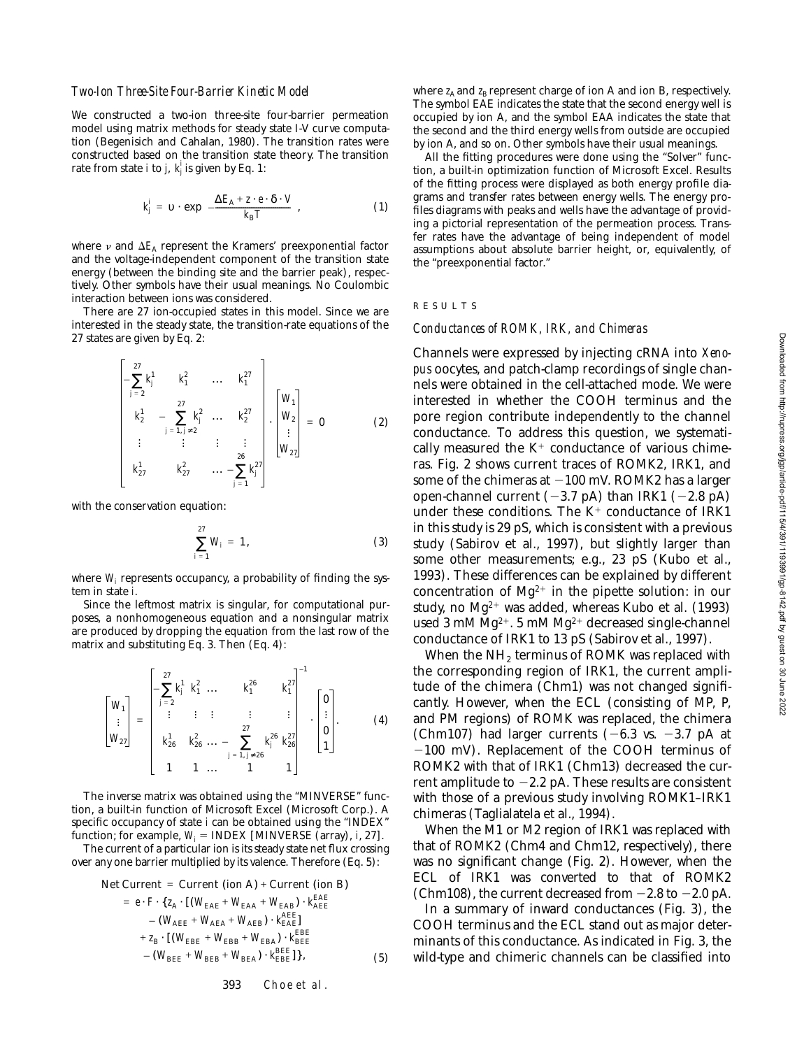### Two-Ion Three-Site Four-Barrier Kinetic Model

We constructed a two-ion three-site four-barrier permeation model using matrix methods for steady state I-V curve computation (Begenisich and Cahalan, 1980). The transition rates were constructed based on the transition state theory. The transition rate from state $i$ to $j$, $k_j^i$ is given by Eq. 1:

$$k_j^i = \upsilon \cdot \exp\left(-\frac{\Delta E_A + z \cdot e \cdot \delta \cdot V}{k_B T}\right), \tag{1}$$

where $\nu$ and $\Delta E_A$ represent the Kramers' preexponential factor and the voltage-independent component of the transition state energy (between the binding site and the barrier peak), respectively. Other symbols have their usual meanings. No Coulombic interaction between ions was considered.

There are 27 ion-occupied states in this model. Since we are interested in the steady state, the transition-rate equations of the 27 states are given by Eq. 2:

$$\begin{bmatrix} -\sum_{j=2}^{27} k_j^1 & k_1^2 & \dots & k_1^{27} \\ k_2^1 & -\sum_{j=1, j \neq 2}^{27} k_j^2 & \dots & k_2^{27} \\ \vdots & \vdots & \vdots & \vdots \\ k_{27}^1 & k_{27}^2 & \dots & -\sum_{j=1}^{26} k_j^{27} \end{bmatrix} \cdot \begin{bmatrix} W_1 \\ W_2 \\ \vdots \\ W_{27} \end{bmatrix} = 0 \tag{2}$$

with the conservation equation:

$$\sum_{i=1}^{27} W_i = 1, \tag{3}$$

where $W_i$ represents occupancy, a probability of finding the system in state $i$.

Since the leftmost matrix is singular, for computational purposes, a nonhomogeneous equation and a nonsingular matrix are produced by dropping the equation from the last row of the matrix and substituting Eq. 3. Then (Eq. 4):

$$\begin{bmatrix} W_1 \\ \vdots \\ W_{27} \end{bmatrix} = \begin{bmatrix} -\sum_{j=2}^{27} k_j^1 & k_1^2 & \dots & k_1^{26} & k_1^{27} \\ \vdots & \vdots & \vdots & \vdots & \vdots \\ k_{26}^1 & k_{26}^2 & \dots & -\sum_{j=1, j \neq 26}^{27} k_j^{26} & k_{26}^{27} \\ 1 & 1 & \dots & 1 & 1 \end{bmatrix}^{-1} \cdot \begin{bmatrix} 0 \\ \vdots \\ 0 \\ 1 \end{bmatrix}. \tag{4}$$

The inverse matrix was obtained using the "MINVERSE" function, a built-in function of Microsoft Excel (Microsoft Corp.). A specific occupancy of state $i$ can be obtained using the "INDEX" function; for example, $W_i$ = INDEX [MINVERSE (array), $i$, 27].

The current of a particular ion is its steady state net flux crossing over any one barrier multiplied by its valence. Therefore (Eq. 5):

$$\begin{aligned} \text{Net Current} &= \text{Current (ion A)} + \text{Current (ion B)} \\ &= e \cdot F \cdot \{z_A \cdot [(W_{EAE} + W_{EAA} + W_{EAB}) \cdot k_{AEE}^{EAE} \\ &\quad - (W_{AEE} + W_{AEA} + W_{AEB}) \cdot k_{EAE}^{AEE}] \\ &\quad + z_B \cdot [(W_{EBE} + W_{EBB} + W_{EBA}) \cdot k_{BEE}^{EBE} \\ &\quad - (W_{BEE} + W_{BEB} + W_{BEA}) \cdot k_{EBE}^{BEE}]\}, \end{aligned} \tag{5}$$

where $z_A$ and $z_B$ represent charge of ion A and ion B, respectively. The symbol EAE indicates the state that the second energy well is occupied by ion A, and the symbol EAA indicates the state that the second and the third energy wells from outside are occupied by ion A, and so on. Other symbols have their usual meanings.

All the fitting procedures were done using the "Solver" function, a built-in optimization function of Microsoft Excel. Results of the fitting process were displayed as both energy profile diagrams and transfer rates between energy wells. The energy profiles diagrams with peaks and wells have the advantage of providing a pictorial representation of the permeation process. Transfer rates have the advantage of being independent of model assumptions about absolute barrier height, or, equivalently, of the "preexponential factor."

## RESULTS

### Conductances of ROMK, IRK, and Chimeras

Channels were expressed by injecting cRNA into *Xenopus* oocytes, and patch-clamp recordings of single channels were obtained in the cell-attached mode. We were interested in whether the COOH terminus and the pore region contribute independently to the channel conductance. To address this question, we systematically measured the $K^+$ conductance of various chimeras. Fig. 2 shows current traces of ROMK2, IRK1, and some of the chimeras at −100 mV. ROMK2 has a larger open-channel current (−3.7 pA) than IRK1 (−2.8 pA) under these conditions. The $K^+$ conductance of IRK1 in this study is 29 pS, which is consistent with a previous study (Sabirov et al., 1997), but slightly larger than some other measurements; e.g., 23 pS (Kubo et al., 1993). These differences can be explained by different concentration of $Mg^{2+}$ in the pipette solution: in our study, no $Mg^{2+}$ was added, whereas Kubo et al. (1993) used 3 mM $Mg^{2+}$. 5 mM $Mg^{2+}$ decreased single-channel conductance of IRK1 to 13 pS (Sabirov et al., 1997).

When the $NH_2$ terminus of ROMK was replaced with the corresponding region of IRK1, the current amplitude of the chimera (Chm1) was not changed significantly. However, when the ECL (consisting of MP, P, and PM regions) of ROMK was replaced, the chimera (Chm107) had larger currents (−6.3 vs. −3.7 pA at −100 mV). Replacement of the COOH terminus of ROMK2 with that of IRK1 (Chm13) decreased the current amplitude to −2.2 pA. These results are consistent with those of a previous study involving ROMK1–IRK1 chimeras (Taglialatela et al., 1994).

When the M1 or M2 region of IRK1 was replaced with that of ROMK2 (Chm4 and Chm12, respectively), there was no significant change (Fig. 2). However, when the ECL of IRK1 was converted to that of ROMK2 (Chm108), the current decreased from −2.8 to −2.0 pA.

In a summary of inward conductances (Fig. 3), the COOH terminus and the ECL stand out as major determinants of this conductance. As indicated in Fig. 3, the wild-type and chimeric channels can be classified into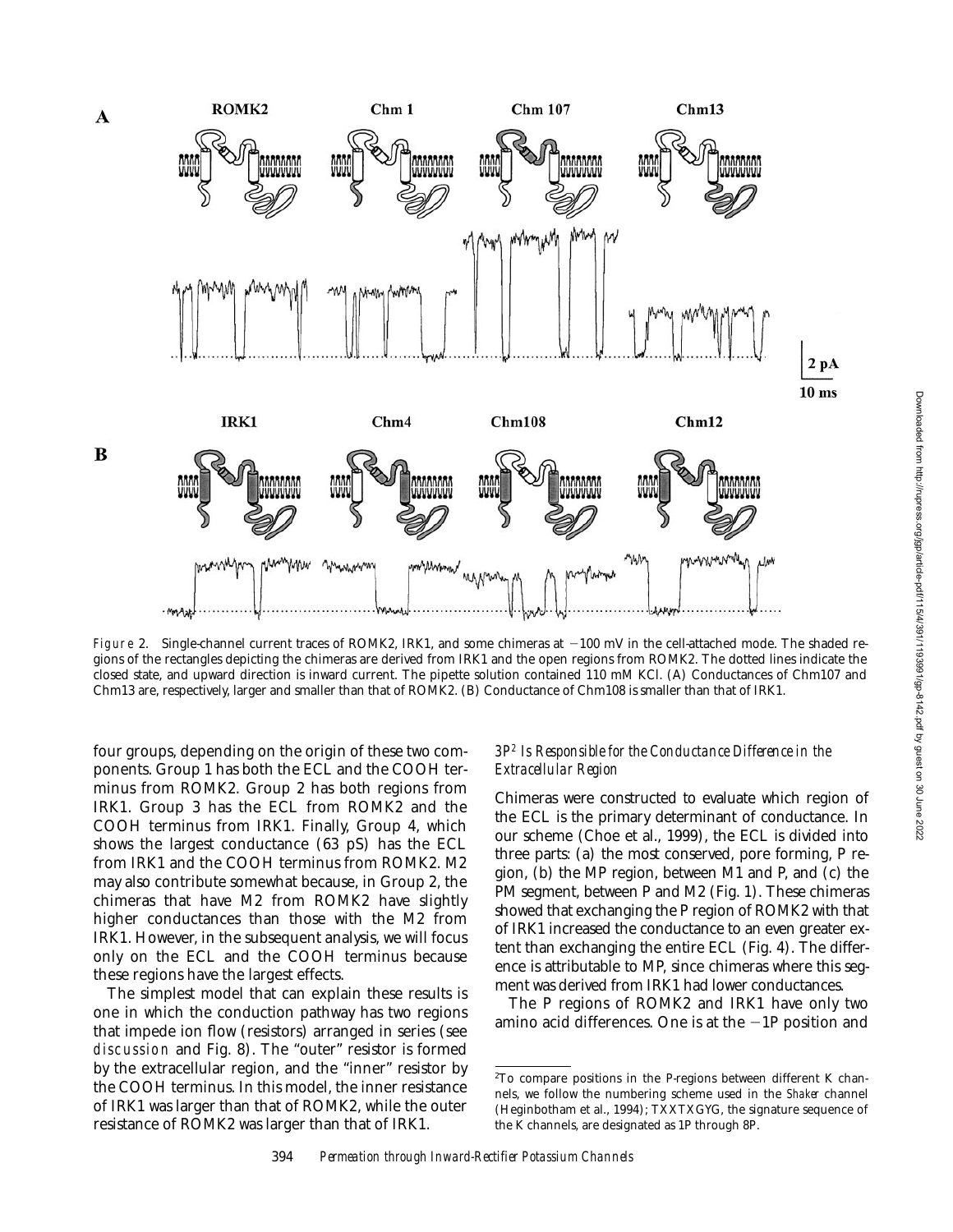Figure 2. Single-channel current traces of ROMK2, IRK1, and some chimeras at −100 mV in the cell-attached mode. The shaded regions of the rectangles depicting the chimeras are derived from IRK1 and the open regions from ROMK2. The dotted lines indicate the closed state, and upward direction is inward current. The pipette solution contained 110 mM KCl. (A) Conductances of Chm107 and Chm13 are, respectively, larger and smaller than that of ROMK2. (B) Conductance of Chm108 is smaller than that of IRK1.

four groups, depending on the origin of these two components. Group 1 has both the ECL and the COOH terminus from ROMK2. Group 2 has both regions from IRK1. Group 3 has the ECL from ROMK2 and the COOH terminus from IRK1. Finally, Group 4, which shows the largest conductance (63 pS) has the ECL from IRK1 and the COOH terminus from ROMK2. M2 may also contribute somewhat because, in Group 2, the chimeras that have M2 from ROMK2 have slightly higher conductances than those with the M2 from IRK1. However, in the subsequent analysis, we will focus only on the ECL and the COOH terminus because these regions have the largest effects.

The simplest model that can explain these results is one in which the conduction pathway has two regions that impede ion flow (resistors) arranged in series (see discussion and Fig. 8). The "outer" resistor is formed by the extracellular region, and the "inner" resistor by the COOH terminus. In this model, the inner resistance of IRK1 was larger than that of ROMK2, while the outer resistance of ROMK2 was larger than that of IRK1.

### *3P[2] Is Responsible for the Conductance Difference in the Extracellular Region*

Chimeras were constructed to evaluate which region of the ECL is the primary determinant of conductance. In our scheme (Choe et al., 1999), the ECL is divided into three parts: (a) the most conserved, pore forming, P region, (b) the MP region, between M1 and P, and (c) the PM segment, between P and M2 (Fig. 1). These chimeras showed that exchanging the P region of ROMK2 with that of IRK1 increased the conductance to an even greater extent than exchanging the entire ECL (Fig. 4). The difference is attributable to MP, since chimeras where this segment was derived from IRK1 had lower conductances.

The P regions of ROMK2 and IRK1 have only two amino acid differences. One is at the −1P position and

[2]To compare positions in the P-regions between different K channels, we follow the numbering scheme used in the *Shaker* channel (Heginbotham et al., 1994); TXXTXGYG, the signature sequence of the K channels, are designated as 1P through 8P.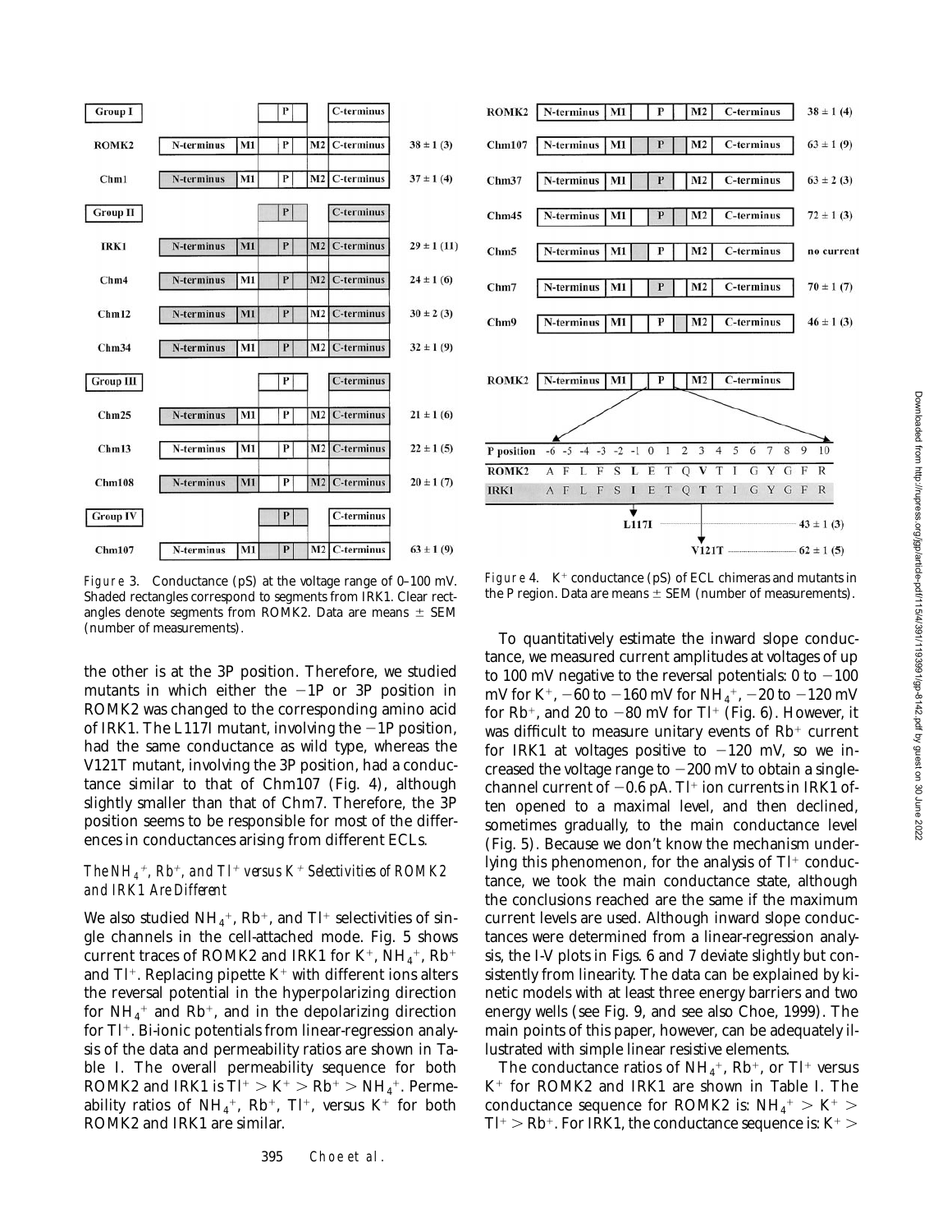| Group I | | P | C-terminus | |
|---|---|---|---|---|
| ROMK2 | N-terminus M1 | P | M2 C-terminus | 38 ± 1 (3) |
| Chm1 | N-terminus M1 | P | M2 C-terminus | 37 ± 1 (4) |
| **Group II** | | P | C-terminus | |
| IRK1 | N-terminus M1 | P | M2 C-terminus | 29 ± 1 (11) |
| Chm4 | N-terminus M1 | P | M2 C-terminus | 24 ± 1 (6) |
| Chm12 | N-terminus M1 | P | M2 C-terminus | 30 ± 2 (3) |
| Chm34 | N-terminus M1 | P | M2 C-terminus | 32 ± 1 (9) |
| **Group III** | | P | C-terminus | |
| Chm25 | N-terminus M1 | P | M2 C-terminus | 21 ± 1 (6) |
| Chm13 | N-terminus M1 | P | M2 C-terminus | 22 ± 1 (5) |
| Chm108 | N-terminus M1 | P | M2 C-terminus | 20 ± 1 (7) |
| **Group IV** | | P | C-terminus | |
| Chm107 | N-terminus M1 | P | M2 C-terminus | 63 ± 1 (9) |

Figure 3. Conductance (pS) at the voltage range of 0–100 mV. Shaded rectangles correspond to segments from IRK1. Clear rectangles denote segments from ROMK2. Data are means ± SEM (number of measurements).

| | | |
|---|---|---|
| ROMK2 | N-terminus M1 P M2 C-terminus | 38 ± 1 (4) |
| Chm107 | N-terminus M1 P M2 C-terminus | 63 ± 1 (9) |
| Chm37 | N-terminus M1 P M2 C-terminus | 63 ± 2 (3) |
| Chm45 | N-terminus M1 P M2 C-terminus | 72 ± 1 (3) |
| Chm5 | N-terminus M1 P M2 C-terminus | no current |
| Chm7 | N-terminus M1 P M2 C-terminus | 70 ± 1 (7) |
| Chm9 | N-terminus M1 P M2 C-terminus | 46 ± 1 (3) |

| P position | -6 | -5 | -4 | -3 | -2 | -1 | 0 | 1 | 2 | 3 | 4 | 5 | 6 | 7 | 8 | 9 | 10 |
|---|---|---|---|---|---|---|---|---|---|---|---|---|---|---|---|---|---|
| ROMK2 | A | F | L | F | S | **L** | E | T | Q | **V** | T | I | G | Y | G | F | R |
| IRK1 | A | F | L | F | S | **I** | E | T | Q | **T** | T | I | G | Y | G | F | R |

L117I — 43 ± 1 (3)

V121T — 62 ± 1 (5)

Figure 4. $K^+$ conductance (pS) of ECL chimeras and mutants in the P region. Data are means ± SEM (number of measurements).

the other is at the 3P position. Therefore, we studied mutants in which either the −1P or 3P position in ROMK2 was changed to the corresponding amino acid of IRK1. The L117I mutant, involving the −1P position, had the same conductance as wild type, whereas the V121T mutant, involving the 3P position, had a conductance similar to that of Chm107 (Fig. 4), although slightly smaller than that of Chm7. Therefore, the 3P position seems to be responsible for most of the differences in conductances arising from different ECLs.

### *The $NH_4^+$, $Rb^+$, and $Tl^+$ versus $K^+$ Selectivities of ROMK2 and IRK1 Are Different*

We also studied $NH_4^+$, $Rb^+$, and $Tl^+$ selectivities of single channels in the cell-attached mode. Fig. 5 shows current traces of ROMK2 and IRK1 for $K^+$, $NH_4^+$, $Rb^+$ and $Tl^+$. Replacing pipette $K^+$ with different ions alters the reversal potential in the hyperpolarizing direction for $NH_4^+$ and $Rb^+$, and in the depolarizing direction for $Tl^+$. Bi-ionic potentials from linear-regression analysis of the data and permeability ratios are shown in Table I. The overall permeability sequence for both ROMK2 and IRK1 is $Tl^+ > K^+ > Rb^+ > NH_4^+$. Permeability ratios of $NH_4^+$, $Rb^+$, $Tl^+$, versus $K^+$ for both ROMK2 and IRK1 are similar.

To quantitatively estimate the inward slope conductance, we measured current amplitudes at voltages of up to 100 mV negative to the reversal potentials: 0 to −100 mV for $K^+$, −60 to −160 mV for $NH_4^+$, −20 to −120 mV for $Rb^+$, and 20 to −80 mV for $Tl^+$ (Fig. 6). However, it was difficult to measure unitary events of $Rb^+$ current for IRK1 at voltages positive to −120 mV, so we increased the voltage range to −200 mV to obtain a single-channel current of −0.6 pA. $Tl^+$ ion currents in IRK1 often opened to a maximal level, and then declined, sometimes gradually, to the main conductance level (Fig. 5). Because we don't know the mechanism underlying this phenomenon, for the analysis of $Tl^+$ conductance, we took the main conductance state, although the conclusions reached are the same if the maximum current levels are used. Although inward slope conductances were determined from a linear-regression analysis, the I-V plots in Figs. 6 and 7 deviate slightly but consistently from linearity. The data can be explained by kinetic models with at least three energy barriers and two energy wells (see Fig. 9, and see also Choe, 1999). The main points of this paper, however, can be adequately illustrated with simple linear resistive elements.

The conductance ratios of $NH_4^+$, $Rb^+$, or $Tl^+$ versus $K^+$ for ROMK2 and IRK1 are shown in Table I. The conductance sequence for ROMK2 is: $NH_4^+ > K^+ > Tl^+ > Rb^+$. For IRK1, the conductance sequence is: $K^+ >$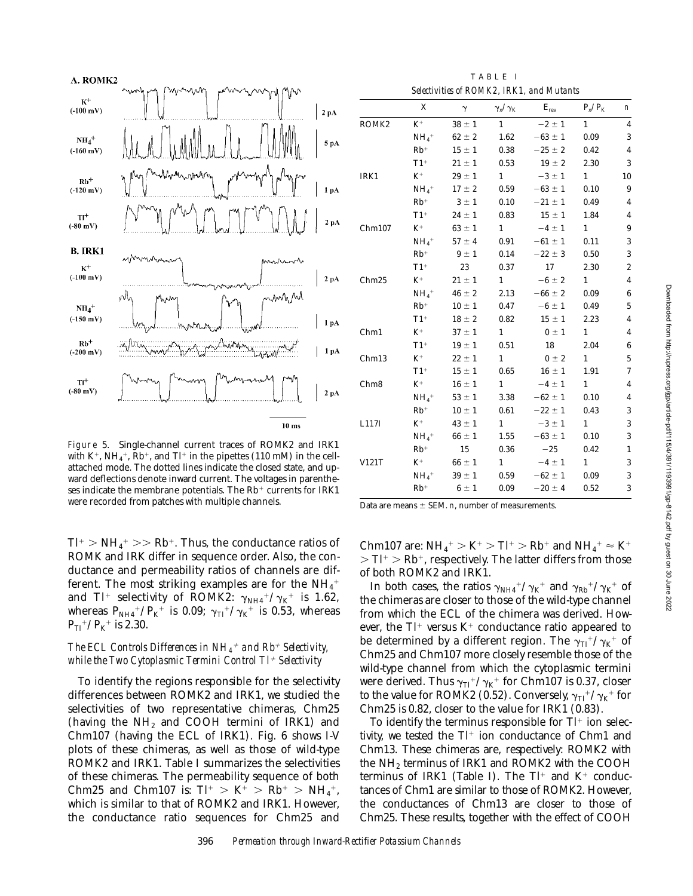Figure 5. Single-channel current traces of ROMK2 and IRK1 with $K^+$, $NH_4^+$, $Rb^+$, and $Tl^+$ in the pipettes (110 mM) in the cell-attached mode. The dotted lines indicate the closed state, and upward deflections denote inward current. The voltages in parentheses indicate the membrane potentials. The $Rb^+$ currents for IRK1 were recorded from patches with multiple channels.

TABLE I

*Selectivities of ROMK2, IRK1, and Mutants*

| | X | $\gamma$ | $\gamma_x/\gamma_K$ | $E_{rev}$ | $P_x/P_K$ | n |
|---|---|---|---|---|---|---|
| ROMK2 | $K^+$ | 38 ± 1 | 1 | −2 ± 1 | 1 | 4 |
| | $NH_4^+$ | 62 ± 2 | 1.62 | −63 ± 1 | 0.09 | 3 |
| | $Rb^+$ | 15 ± 1 | 0.38 | −25 ± 2 | 0.42 | 4 |
| | $Tl^+$ | 21 ± 1 | 0.53 | 19 ± 2 | 2.30 | 3 |
| IRK1 | $K^+$ | 29 ± 1 | 1 | −3 ± 1 | 1 | 10 |
| | $NH_4^+$ | 17 ± 2 | 0.59 | −63 ± 1 | 0.10 | 9 |
| | $Rb^+$ | 3 ± 1 | 0.10 | −21 ± 1 | 0.49 | 4 |
| | $Tl^+$ | 24 ± 1 | 0.83 | 15 ± 1 | 1.84 | 4 |
| Chm107 | $K^+$ | 63 ± 1 | 1 | −4 ± 1 | 1 | 9 |
| | $NH_4^+$ | 57 ± 4 | 0.91 | −61 ± 1 | 0.11 | 3 |
| | $Rb^+$ | 9 ± 1 | 0.14 | −22 ± 3 | 0.50 | 3 |
| | $Tl^+$ | 23 | 0.37 | 17 | 2.30 | 2 |
| Chm25 | $K^+$ | 21 ± 1 | 1 | −6 ± 2 | 1 | 4 |
| | $NH_4^+$ | 46 ± 2 | 2.13 | −66 ± 2 | 0.09 | 6 |
| | $Rb^+$ | 10 ± 1 | 0.47 | −6 ± 1 | 0.49 | 5 |
| | $Tl^+$ | 18 ± 2 | 0.82 | 15 ± 1 | 2.23 | 4 |
| Chm1 | $K^+$ | 37 ± 1 | 1 | 0 ± 1 | 1 | 4 |
| | $Tl^+$ | 19 ± 1 | 0.51 | 18 | 2.04 | 6 |
| Chm13 | $K^+$ | 22 ± 1 | 1 | 0 ± 2 | 1 | 5 |
| | $Tl^+$ | 15 ± 1 | 0.65 | 16 ± 1 | 1.91 | 7 |
| Chm8 | $K^+$ | 16 ± 1 | 1 | −4 ± 1 | 1 | 4 |
| | $NH_4^+$ | 53 ± 1 | 3.38 | −62 ± 1 | 0.10 | 4 |
| | $Rb^+$ | 10 ± 1 | 0.61 | −22 ± 1 | 0.43 | 3 |
| L117I | $K^+$ | 43 ± 1 | 1 | −3 ± 1 | 1 | 3 |
| | $NH_4^+$ | 66 ± 1 | 1.55 | −63 ± 1 | 0.10 | 3 |
| | $Rb^+$ | 15 | 0.36 | −25 | 0.42 | 1 |
| V121T | $K^+$ | 66 ± 1 | 1 | −4 ± 1 | 1 | 3 |
| | $NH_4^+$ | 39 ± 1 | 0.59 | −62 ± 1 | 0.09 | 3 |
| | $Rb^+$ | 6 ± 1 | 0.09 | −20 ± 4 | 0.52 | 3 |

Data are means ± SEM. n, number of measurements.

$Tl^+ > NH_4^+ >> Rb^+$. Thus, the conductance ratios of ROMK and IRK differ in sequence order. Also, the conductance and permeability ratios of channels are different. The most striking examples are for the $NH_4^+$ and $Tl^+$ selectivity of ROMK2: $\gamma_{NH_4^+}/\gamma_{K^+}$ is 1.62, whereas $P_{NH_4^+}/P_{K^+}$ is 0.09; $\gamma_{Tl^+}/\gamma_{K^+}$ is 0.53, whereas $P_{Tl^+}/P_{K^+}$ is 2.30.

### *The ECL Controls Differences in $NH_4^+$ and $Rb^+$ Selectivity, while the Two Cytoplasmic Termini Control $Tl^+$ Selectivity*

To identify the regions responsible for the selectivity differences between ROMK2 and IRK1, we studied the selectivities of two representative chimeras, Chm25 (having the $NH_2$ and COOH termini of IRK1) and Chm107 (having the ECL of IRK1). Fig. 6 shows I-V plots of these chimeras, as well as those of wild-type ROMK2 and IRK1. Table I summarizes the selectivities of these chimeras. The permeability sequence of both Chm25 and Chm107 is: $Tl^+ > K^+ > Rb^+ > NH_4^+$, which is similar to that of ROMK2 and IRK1. However, the conductance ratio sequences for Chm25 and Chm107 are: $NH_4^+ > K^+ > Tl^+ > Rb^+$ and $NH_4^+ \approx K^+ > Tl^+ > Rb^+$, respectively. The latter differs from those of both ROMK2 and IRK1.

In both cases, the ratios $\gamma_{NH_4^+}/\gamma_{K^+}$ and $\gamma_{Rb^+}/\gamma_{K^+}$ of the chimeras are closer to those of the wild-type channel from which the ECL of the chimera was derived. However, the $Tl^+$ versus $K^+$ conductance ratio appeared to be determined by a different region. The $\gamma_{Tl^+}/\gamma_{K^+}$ of Chm25 and Chm107 more closely resemble those of the wild-type channel from which the cytoplasmic termini were derived. Thus $\gamma_{Tl^+}/\gamma_{K^+}$ for Chm107 is 0.37, closer to the value for ROMK2 (0.52). Conversely, $\gamma_{Tl^+}/\gamma_{K^+}$ for Chm25 is 0.82, closer to the value for IRK1 (0.83).

To identify the terminus responsible for $Tl^+$ ion selectivity, we tested the $Tl^+$ ion conductance of Chm1 and Chm13. These chimeras are, respectively: ROMK2 with the $NH_2$ terminus of IRK1 and ROMK2 with the COOH terminus of IRK1 (Table I). The $Tl^+$ and $K^+$ conductances of Chm1 are similar to those of ROMK2. However, the conductances of Chm13 are closer to those of Chm25. These results, together with the effect of COOH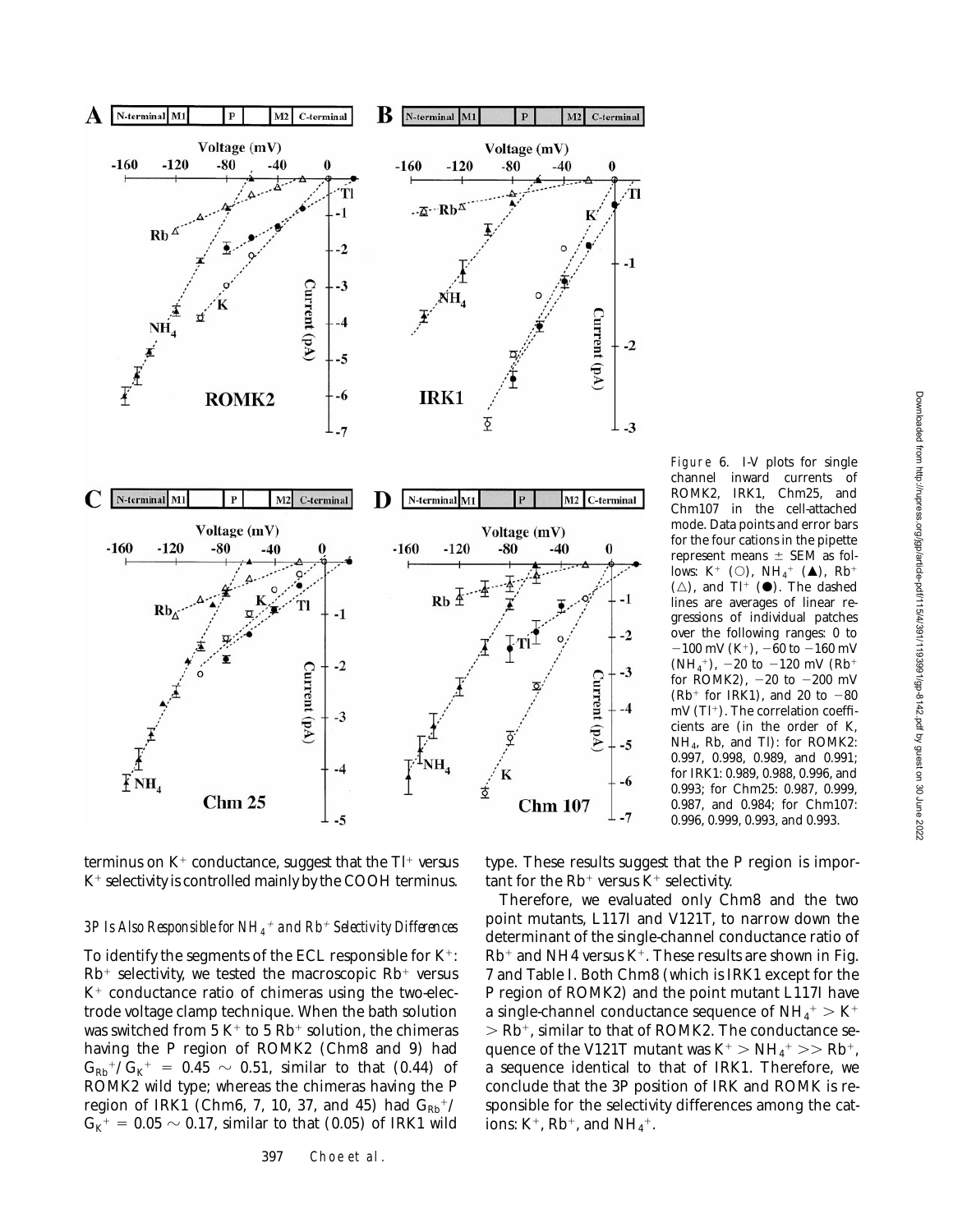Figure 6. I-V plots for single channel inward currents of ROMK2, IRK1, Chm25, and Chm107 in the cell-attached mode. Data points and error bars for the four cations in the pipette represent means ± SEM as follows: $K^+$ (○), $NH_4^+$ (▲), $Rb^+$ (△), and $Tl^+$ (●). The dashed lines are averages of linear regressions of individual patches over the following ranges: 0 to −100 mV ($K^+$), −60 to −160 mV ($NH_4^+$), −20 to −120 mV ($Rb^+$ for ROMK2), −20 to −200 mV ($Rb^+$ for IRK1), and 20 to −80 mV ($Tl^+$). The correlation coefficients are (in the order of K, $NH_4$, Rb, and Tl): for ROMK2: 0.997, 0.998, 0.989, and 0.991; for IRK1: 0.989, 0.988, 0.996, and 0.993; for Chm25: 0.987, 0.999, 0.987, and 0.984; for Chm107: 0.996, 0.999, 0.993, and 0.993.

terminus on $K^+$ conductance, suggest that the $Tl^+$ versus $K^+$ selectivity is controlled mainly by the COOH terminus.

### *3P Is Also Responsible for $NH_4^+$ and $Rb^+$ Selectivity Differences*

To identify the segments of the ECL responsible for $K^+$: $Rb^+$ selectivity, we tested the macroscopic $Rb^+$ versus $K^+$ conductance ratio of chimeras using the two-electrode voltage clamp technique. When the bath solution was switched from 5 $K^+$ to 5 $Rb^+$ solution, the chimeras having the P region of ROMK2 (Chm8 and 9) had $G_{Rb^+}/G_{K^+} = 0.45 \sim 0.51$, similar to that (0.44) of ROMK2 wild type; whereas the chimeras having the P region of IRK1 (Chm6, 7, 10, 37, and 45) had $G_{Rb^+}/G_{K^+} = 0.05 \sim 0.17$, similar to that (0.05) of IRK1 wild type. These results suggest that the P region is important for the $Rb^+$ versus $K^+$ selectivity.

Therefore, we evaluated only Chm8 and the two point mutants, L117I and V121T, to narrow down the determinant of the single-channel conductance ratio of $Rb^+$ and NH4 versus $K^+$. These results are shown in Fig. 7 and Table I. Both Chm8 (which is IRK1 except for the P region of ROMK2) and the point mutant L117I have a single-channel conductance sequence of $NH_4^+ > K^+ > Rb^+$, similar to that of ROMK2. The conductance sequence of the V121T mutant was $K^+ > NH_4^+ >> Rb^+$, a sequence identical to that of IRK1. Therefore, we conclude that the 3P position of IRK and ROMK is responsible for the selectivity differences among the cations: $K^+$, $Rb^+$, and $NH_4^+$.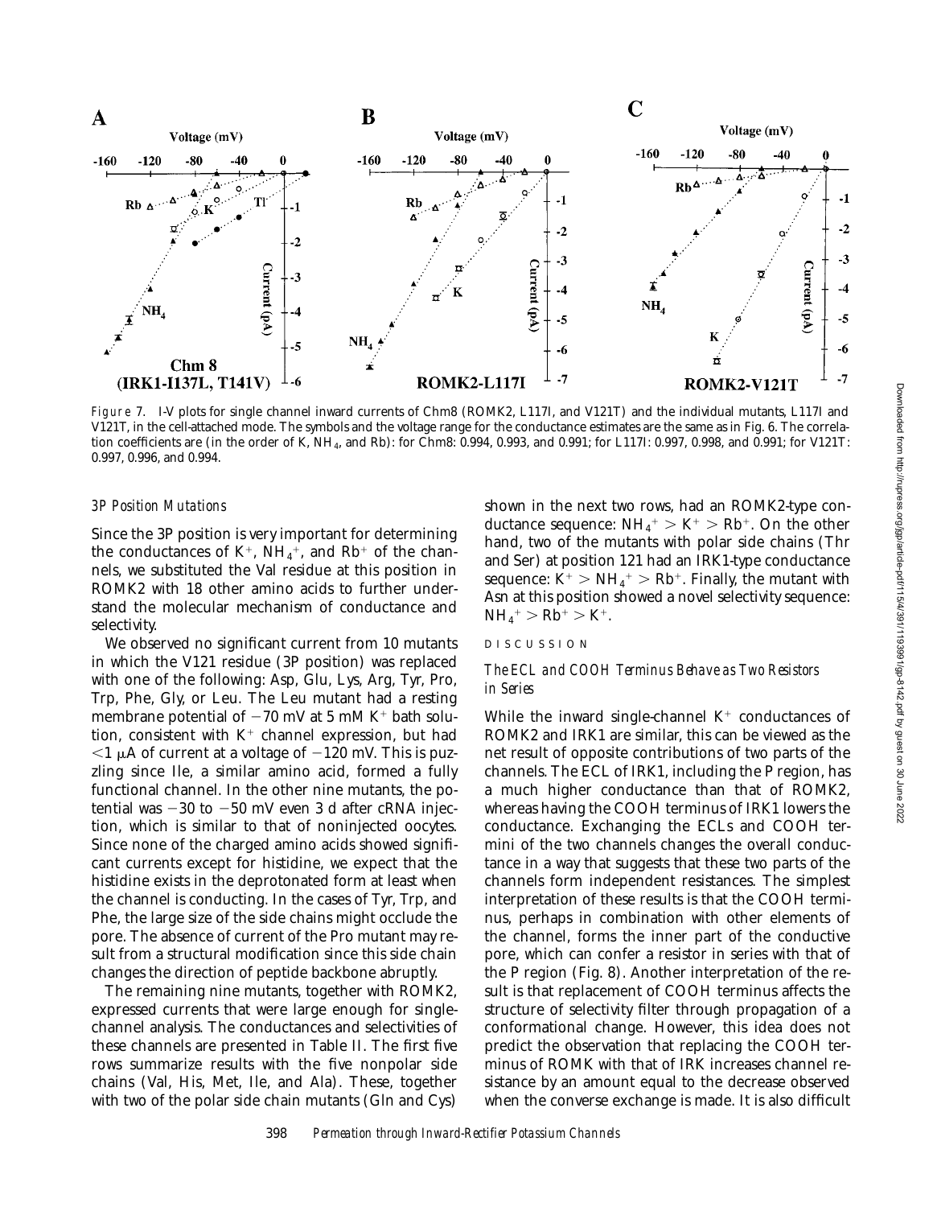Figure 7. I-V plots for single channel inward currents of Chm8 (ROMK2, L117I, and V121T) and the individual mutants, L117I and V121T, in the cell-attached mode. The symbols and the voltage range for the conductance estimates are the same as in Fig. 6. The correlation coefficients are (in the order of K, $NH_4$, and Rb): for Chm8: 0.994, 0.993, and 0.991; for L117I: 0.997, 0.998, and 0.991; for V121T: 0.997, 0.996, and 0.994.

### 3P Position Mutations

Since the 3P position is very important for determining the conductances of $K^+$, $NH_4^+$, and $Rb^+$ of the channels, we substituted the Val residue at this position in ROMK2 with 18 other amino acids to further understand the molecular mechanism of conductance and selectivity.

We observed no significant current from 10 mutants in which the V121 residue (3P position) was replaced with one of the following: Asp, Glu, Lys, Arg, Tyr, Pro, Trp, Phe, Gly, or Leu. The Leu mutant had a resting membrane potential of −70 mV at 5 mM $K^+$ bath solution, consistent with $K^+$ channel expression, but had <1 μA of current at a voltage of −120 mV. This is puzzling since Ile, a similar amino acid, formed a fully functional channel. In the other nine mutants, the potential was −30 to −50 mV even 3 d after cRNA injection, which is similar to that of noninjected oocytes. Since none of the charged amino acids showed significant currents except for histidine, we expect that the histidine exists in the deprotonated form at least when the channel is conducting. In the cases of Tyr, Trp, and Phe, the large size of the side chains might occlude the pore. The absence of current of the Pro mutant may result from a structural modification since this side chain changes the direction of peptide backbone abruptly.

The remaining nine mutants, together with ROMK2, expressed currents that were large enough for single-channel analysis. The conductances and selectivities of these channels are presented in Table II. The first five rows summarize results with the five nonpolar side chains (Val, His, Met, Ile, and Ala). These, together with two of the polar side chain mutants (Gln and Cys) shown in the next two rows, had an ROMK2-type conductance sequence: $NH_4^+ > K^+ > Rb^+$. On the other hand, two of the mutants with polar side chains (Thr and Ser) at position 121 had an IRK1-type conductance sequence: $K^+ > NH_4^+ > Rb^+$. Finally, the mutant with Asn at this position showed a novel selectivity sequence: $NH_4^+ > Rb^+ > K^+$.

## DISCUSSION

### The ECL and COOH Terminus Behave as Two Resistors in Series

While the inward single-channel $K^+$ conductances of ROMK2 and IRK1 are similar, this can be viewed as the net result of opposite contributions of two parts of the channels. The ECL of IRK1, including the P region, has a much higher conductance than that of ROMK2, whereas having the COOH terminus of IRK1 lowers the conductance. Exchanging the ECLs and COOH termini of the two channels changes the overall conductance in a way that suggests that these two parts of the channels form independent resistances. The simplest interpretation of these results is that the COOH terminus, perhaps in combination with other elements of the channel, forms the inner part of the conductive pore, which can confer a resistor in series with that of the P region (Fig. 8). Another interpretation of the result is that replacement of COOH terminus affects the structure of selectivity filter through propagation of a conformational change. However, this idea does not predict the observation that replacing the COOH terminus of ROMK with that of IRK increases channel resistance by an amount equal to the decrease observed when the converse exchange is made. It is also difficult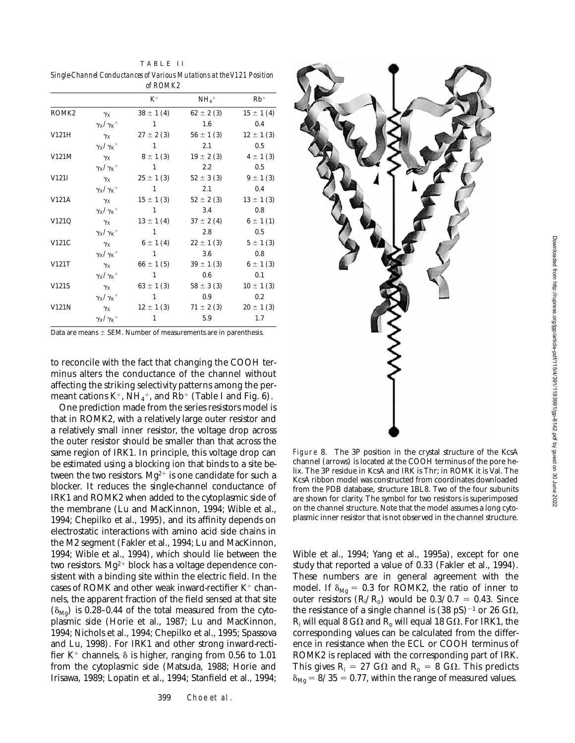TABLE II
*Single-Channel Conductances of Various Mutations at the V121 Position of ROMK2*

| | | $K^+$ | $NH_4^+$ | $Rb^+$ |
|---|---|---|---|---|
| ROMK2 | $\gamma_X$ | 38 ± 1 (4) | 62 ± 2 (3) | 15 ± 1 (4) |
| | $\gamma_X/\gamma_{K^+}$ | 1 | 1.6 | 0.4 |
| V121H | $\gamma_X$ | 27 ± 2 (3) | 56 ± 1 (3) | 12 ± 1 (3) |
| | $\gamma_X/\gamma_{K^+}$ | 1 | 2.1 | 0.5 |
| V121M | $\gamma_X$ | 8 ± 1 (3) | 19 ± 2 (3) | 4 ± 1 (3) |
| | $\gamma_X/\gamma_{K^+}$ | 1 | 2.2 | 0.5 |
| V121I | $\gamma_X$ | 25 ± 1 (3) | 52 ± 3 (3) | 9 ± 1 (3) |
| | $\gamma_X/\gamma_{K^+}$ | 1 | 2.1 | 0.4 |
| V121A | $\gamma_X$ | 15 ± 1 (3) | 52 ± 2 (3) | 13 ± 1 (3) |
| | $\gamma_X/\gamma_{K^+}$ | 1 | 3.4 | 0.8 |
| V121Q | $\gamma_X$ | 13 ± 1 (4) | 37 ± 2 (4) | 6 ± 1 (1) |
| | $\gamma_X/\gamma_{K^+}$ | 1 | 2.8 | 0.5 |
| V121C | $\gamma_X$ | 6 ± 1 (4) | 22 ± 1 (3) | 5 ± 1 (3) |
| | $\gamma_X/\gamma_{K^+}$ | 1 | 3.6 | 0.8 |
| V121T | $\gamma_X$ | 66 ± 1 (5) | 39 ± 1 (3) | 6 ± 1 (3) |
| | $\gamma_X/\gamma_{K^+}$ | 1 | 0.6 | 0.1 |
| V121S | $\gamma_X$ | 63 ± 1 (3) | 58 ± 3 (3) | 10 ± 1 (3) |
| | $\gamma_X/\gamma_{K^+}$ | 1 | 0.9 | 0.2 |
| V121N | $\gamma_X$ | 12 ± 1 (3) | 71 ± 2 (3) | 20 ± 1 (3) |
| | $\gamma_X/\gamma_{K^+}$ | 1 | 5.9 | 1.7 |

Data are means ± SEM. Number of measurements are in parenthesis.

to reconcile with the fact that changing the COOH terminus alters the conductance of the channel without affecting the striking selectivity patterns among the permeant cations $K^+$, $NH_4^+$, and $Rb^+$ (Table I and Fig. 6).

One prediction made from the series resistors model is that in ROMK2, with a relatively large outer resistor and a relatively small inner resistor, the voltage drop across the outer resistor should be smaller than that across the same region of IRK1. In principle, this voltage drop can be estimated using a blocking ion that binds to a site between the two resistors. $Mg^{2+}$ is one candidate for such a blocker. It reduces the single-channel conductance of IRK1 and ROMK2 when added to the cytoplasmic side of the membrane (Lu and MacKinnon, 1994; Wible et al., 1994; Chepilko et al., 1995), and its affinity depends on electrostatic interactions with amino acid side chains in the M2 segment (Fakler et al., 1994; Lu and MacKinnon, 1994; Wible et al., 1994), which should lie between the two resistors. $Mg^{2+}$ block has a voltage dependence consistent with a binding site within the electric field. In the cases of ROMK and other weak inward-rectifier $K^+$ channels, the apparent fraction of the field sensed at that site ($\delta_{Mg}$) is 0.28–0.44 of the total measured from the cytoplasmic side (Horie et al., 1987; Lu and MacKinnon, 1994; Nichols et al., 1994; Chepilko et al., 1995; Spassova and Lu, 1998). For IRK1 and other strong inward-rectifier $K^+$ channels, $\delta$ is higher, ranging from 0.56 to 1.01 from the cytoplasmic side (Matsuda, 1988; Horie and Irisawa, 1989; Lopatin et al., 1994; Stanfield et al., 1994; Wible et al., 1994; Yang et al., 1995a), except for one study that reported a value of 0.33 (Fakler et al., 1994). These numbers are in general agreement with the model. If $\delta_{Mg} = 0.3$ for ROMK2, the ratio of inner to outer resistors ($R_i/R_o$) would be $0.3/0.7 = 0.43$. Since the resistance of a single channel is $(38\ pS)^{-1}$ or 26 GΩ, $R_i$ will equal 8 GΩ and $R_o$ will equal 18 GΩ. For IRK1, the corresponding values can be calculated from the difference in resistance when the ECL or COOH terminus of ROMK2 is replaced with the corresponding part of IRK. This gives $R_i$ = 27 GΩ and $R_o$ = 8 GΩ. This predicts $\delta_{Mg} = 8/35 = 0.77$, within the range of measured values.

Figure 8. The 3P position in the crystal structure of the KcsA channel (arrows) is located at the COOH terminus of the pore helix. The 3P residue in KcsA and IRK is Thr; in ROMK it is Val. The KcsA ribbon model was constructed from coordinates downloaded from the PDB database, structure 1BL8. Two of the four subunits are shown for clarity. The symbol for two resistors is superimposed on the channel structure. Note that the model assumes a long cytoplasmic inner resistor that is not observed in the channel structure.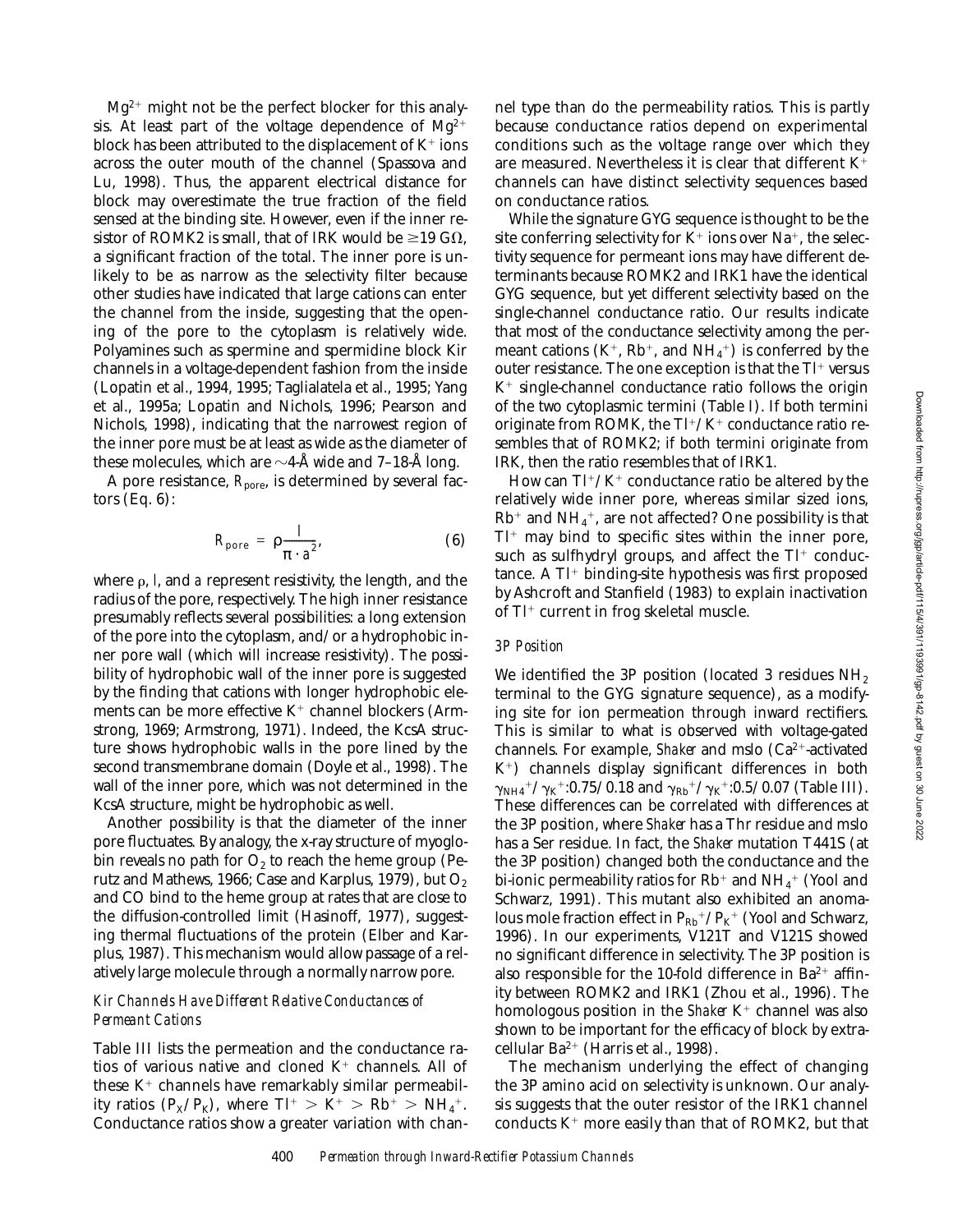$Mg^{2+}$ might not be the perfect blocker for this analysis. At least part of the voltage dependence of $Mg^{2+}$ block has been attributed to the displacement of $K^+$ ions across the outer mouth of the channel (Spassova and Lu, 1998). Thus, the apparent electrical distance for block may overestimate the true fraction of the field sensed at the binding site. However, even if the inner resistor of ROMK2 is small, that of IRK would be $\geq$19 GΩ, a significant fraction of the total. The inner pore is unlikely to be as narrow as the selectivity filter because other studies have indicated that large cations can enter the channel from the inside, suggesting that the opening of the pore to the cytoplasm is relatively wide. Polyamines such as spermine and spermidine block Kir channels in a voltage-dependent fashion from the inside (Lopatin et al., 1994, 1995; Taglialatela et al., 1995; Yang et al., 1995a; Lopatin and Nichols, 1996; Pearson and Nichols, 1998), indicating that the narrowest region of the inner pore must be at least as wide as the diameter of these molecules, which are ~4-Å wide and 7–18-Å long.

A pore resistance, $R_{pore}$, is determined by several factors (Eq. 6):

$$R_{pore} = \rho \frac{l}{\pi \cdot a^2}, \tag{6}$$

where $\rho$, $l$, and $a$ represent resistivity, the length, and the radius of the pore, respectively. The high inner resistance presumably reflects several possibilities: a long extension of the pore into the cytoplasm, and/or a hydrophobic inner pore wall (which will increase resistivity). The possibility of hydrophobic wall of the inner pore is suggested by the finding that cations with longer hydrophobic elements can be more effective $K^+$ channel blockers (Armstrong, 1969; Armstrong, 1971). Indeed, the KcsA structure shows hydrophobic walls in the pore lined by the second transmembrane domain (Doyle et al., 1998). The wall of the inner pore, which was not determined in the KcsA structure, might be hydrophobic as well.

Another possibility is that the diameter of the inner pore fluctuates. By analogy, the x-ray structure of myoglobin reveals no path for $O_2$ to reach the heme group (Perutz and Mathews, 1966; Case and Karplus, 1979), but $O_2$ and CO bind to the heme group at rates that are close to the diffusion-controlled limit (Hasinoff, 1977), suggesting thermal fluctuations of the protein (Elber and Karplus, 1987). This mechanism would allow passage of a relatively large molecule through a normally narrow pore.

### *Kir Channels Have Different Relative Conductances of Permeant Cations*

Table III lists the permeation and the conductance ratios of various native and cloned $K^+$ channels. All of these $K^+$ channels have remarkably similar permeability ratios ($P_X/P_K$), where $Tl^+ > K^+ > Rb^+ > NH_4^+$. Conductance ratios show a greater variation with channel type than do the permeability ratios. This is partly because conductance ratios depend on experimental conditions such as the voltage range over which they are measured. Nevertheless it is clear that different $K^+$ channels can have distinct selectivity sequences based on conductance ratios.

While the signature GYG sequence is thought to be the site conferring selectivity for $K^+$ ions over $Na^+$, the selectivity sequence for permeant ions may have different determinants because ROMK2 and IRK1 have the identical GYG sequence, but yet different selectivity based on the single-channel conductance ratio. Our results indicate that most of the conductance selectivity among the permeant cations ($K^+$, $Rb^+$, and $NH_4^+$) is conferred by the outer resistance. The one exception is that the $Tl^+$ versus $K^+$ single-channel conductance ratio follows the origin of the two cytoplasmic termini (Table I). If both termini originate from ROMK, the $Tl^+/K^+$ conductance ratio resembles that of ROMK2; if both termini originate from IRK, then the ratio resembles that of IRK1.

How can $Tl^+/K^+$ conductance ratio be altered by the relatively wide inner pore, whereas similar sized ions, $Rb^+$ and $NH_4^+$, are not affected? One possibility is that $Tl^+$ may bind to specific sites within the inner pore, such as sulfhydryl groups, and affect the $Tl^+$ conductance. A $Tl^+$ binding-site hypothesis was first proposed by Ashcroft and Stanfield (1983) to explain inactivation of $Tl^+$ current in frog skeletal muscle.

### *3P Position*

We identified the 3P position (located 3 residues $NH_2$ terminal to the GYG signature sequence), as a modifying site for ion permeation through inward rectifiers. This is similar to what is observed with voltage-gated channels. For example, *Shaker* and mslo ($Ca^{2+}$-activated $K^+$) channels display significant differences in both $\gamma_{NH_4^+}/\gamma_{K^+}$:0.75/0.18 and $\gamma_{Rb^+}/\gamma_{K^+}$:0.5/0.07 (Table III). These differences can be correlated with differences at the 3P position, where *Shaker* has a Thr residue and mslo has a Ser residue. In fact, the *Shaker* mutation T441S (at the 3P position) changed both the conductance and the bi-ionic permeability ratios for $Rb^+$ and $NH_4^+$ (Yool and Schwarz, 1991). This mutant also exhibited an anomalous mole fraction effect in $P_{Rb^+}/P_{K^+}$ (Yool and Schwarz, 1996). In our experiments, V121T and V121S showed no significant difference in selectivity. The 3P position is also responsible for the 10-fold difference in $Ba^{2+}$ affinity between ROMK2 and IRK1 (Zhou et al., 1996). The homologous position in the *Shaker* $K^+$ channel was also shown to be important for the efficacy of block by extracellular $Ba^{2+}$ (Harris et al., 1998).

The mechanism underlying the effect of changing the 3P amino acid on selectivity is unknown. Our analysis suggests that the outer resistor of the IRK1 channel conducts $K^+$ more easily than that of ROMK2, but that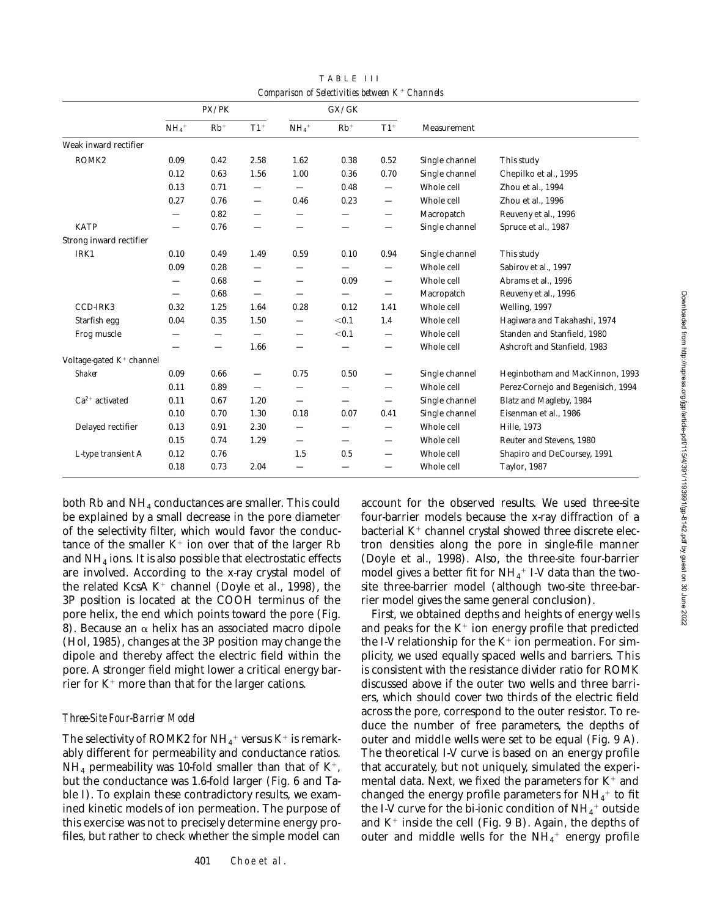TABLE III

*Comparison of Selectivities between $K^+$ Channels*

| | PX/PK | | | GX/GK | | | Measurement | |
|---|---|---|---|---|---|---|---|---|
| | $NH_4^+$ | $Rb^+$ | $Tl^+$ | $NH_4^+$ | $Rb^+$ | $Tl^+$ | | |
| Weak inward rectifier | | | | | | | | |
| ROMK2 | 0.09 | 0.42 | 2.58 | 1.62 | 0.38 | 0.52 | Single channel | This study |
| | 0.12 | 0.63 | 1.56 | 1.00 | 0.36 | 0.70 | Single channel | Chepilko et al., 1995 |
| | 0.13 | 0.71 | — | — | 0.48 | — | Whole cell | Zhou et al., 1994 |
| | 0.27 | 0.76 | — | 0.46 | 0.23 | — | Whole cell | Zhou et al., 1996 |
| | — | 0.82 | — | — | — | — | Macropatch | Reuveny et al., 1996 |
| KATP | — | 0.76 | — | — | — | — | Single channel | Spruce et al., 1987 |
| Strong inward rectifier | | | | | | | | |
| IRK1 | 0.10 | 0.49 | 1.49 | 0.59 | 0.10 | 0.94 | Single channel | This study |
| | 0.09 | 0.28 | — | — | — | — | Whole cell | Sabirov et al., 1997 |
| | — | 0.68 | — | — | 0.09 | — | Whole cell | Abrams et al., 1996 |
| | — | 0.68 | — | — | — | — | Macropatch | Reuveny et al., 1996 |
| CCD-IRK3 | 0.32 | 1.25 | 1.64 | 0.28 | 0.12 | 1.41 | Whole cell | Welling, 1997 |
| Starfish egg | 0.04 | 0.35 | 1.50 | — | <0.1 | 1.4 | Whole cell | Hagiwara and Takahashi, 1974 |
| Frog muscle | — | — | — | — | <0.1 | — | Whole cell | Standen and Stanfield, 1980 |
| | — | — | 1.66 | — | — | — | Whole cell | Ashcroft and Stanfield, 1983 |
| Voltage-gated $K^+$ channel | | | | | | | | |
| *Shaker* | 0.09 | 0.66 | — | 0.75 | 0.50 | — | Single channel | Heginbotham and MacKinnon, 1993 |
| | 0.11 | 0.89 | — | — | — | — | Whole cell | Perez-Cornejo and Begenisich, 1994 |
| $Ca^{2+}$ activated | 0.11 | 0.67 | 1.20 | — | — | — | Single channel | Blatz and Magleby, 1984 |
| | 0.10 | 0.70 | 1.30 | 0.18 | 0.07 | 0.41 | Single channel | Eisenman et al., 1986 |
| Delayed rectifier | 0.13 | 0.91 | 2.30 | — | — | — | Whole cell | Hille, 1973 |
| | 0.15 | 0.74 | 1.29 | — | — | — | Whole cell | Reuter and Stevens, 1980 |
| L-type transient A | 0.12 | 0.76 | | 1.5 | 0.5 | — | Whole cell | Shapiro and DeCoursey, 1991 |
| | 0.18 | 0.73 | 2.04 | — | — | — | Whole cell | Taylor, 1987 |

both Rb and $NH_4$ conductances are smaller. This could be explained by a small decrease in the pore diameter of the selectivity filter, which would favor the conductance of the smaller $K^+$ ion over that of the larger Rb and $NH_4$ ions. It is also possible that electrostatic effects are involved. According to the x-ray crystal model of the related KcsA $K^+$ channel (Doyle et al., 1998), the 3P position is located at the COOH terminus of the pore helix, the end which points toward the pore (Fig. 8). Because an $\alpha$ helix has an associated macro dipole (Hol, 1985), changes at the 3P position may change the dipole and thereby affect the electric field within the pore. A stronger field might lower a critical energy barrier for $K^+$ more than that for the larger cations.

### *Three-Site Four-Barrier Model*

The selectivity of ROMK2 for $NH_4^+$ versus $K^+$ is remarkably different for permeability and conductance ratios. $NH_4$ permeability was 10-fold smaller than that of $K^+$, but the conductance was 1.6-fold larger (Fig. 6 and Table I). To explain these contradictory results, we examined kinetic models of ion permeation. The purpose of this exercise was not to precisely determine energy profiles, but rather to check whether the simple model can account for the observed results. We used three-site four-barrier models because the x-ray diffraction of a bacterial $K^+$ channel crystal showed three discrete electron densities along the pore in single-file manner (Doyle et al., 1998). Also, the three-site four-barrier model gives a better fit for $NH_4^+$ I-V data than the two-site three-barrier model (although two-site three-barrier model gives the same general conclusion).

First, we obtained depths and heights of energy wells and peaks for the $K^+$ ion energy profile that predicted the I-V relationship for the $K^+$ ion permeation. For simplicity, we used equally spaced wells and barriers. This is consistent with the resistance divider ratio for ROMK discussed above if the outer two wells and three barriers, which should cover two thirds of the electric field across the pore, correspond to the outer resistor. To reduce the number of free parameters, the depths of outer and middle wells were set to be equal (Fig. 9 A). The theoretical I-V curve is based on an energy profile that accurately, but not uniquely, simulated the experimental data. Next, we fixed the parameters for $K^+$ and changed the energy profile parameters for $NH_4^+$ to fit the I-V curve for the bi-ionic condition of $NH_4^+$ outside and $K^+$ inside the cell (Fig. 9 B). Again, the depths of outer and middle wells for the $NH_4^+$ energy profile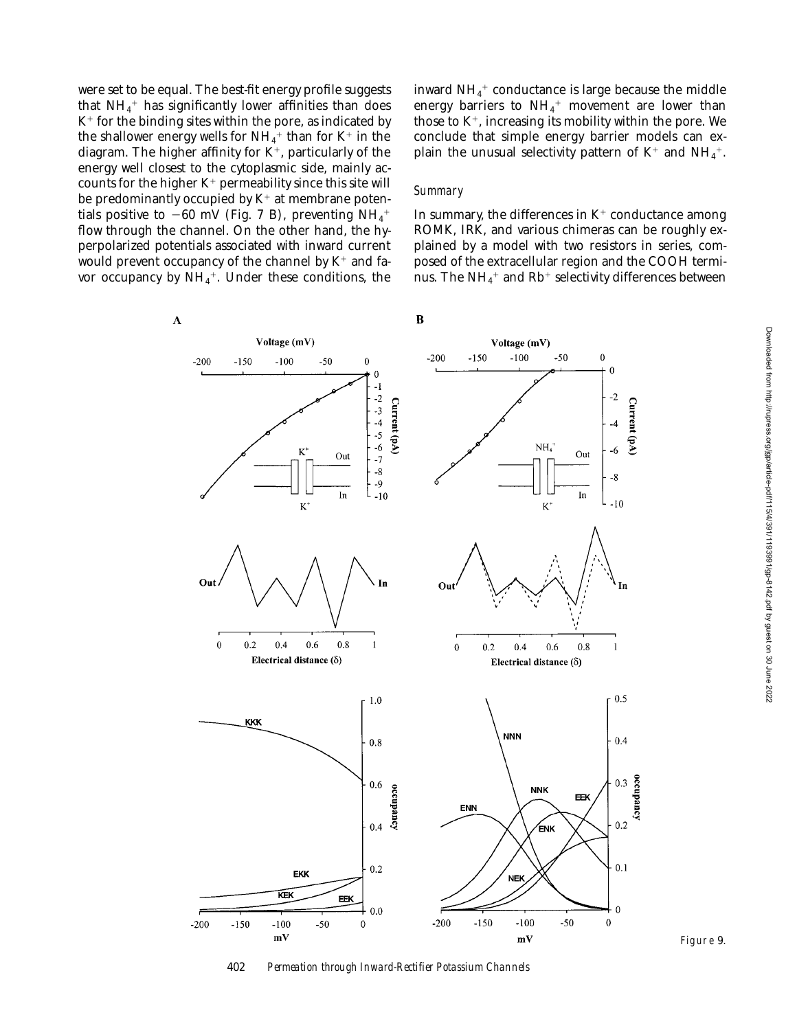were set to be equal. The best-fit energy profile suggests that $NH_4^+$ has significantly lower affinities than does $K^+$ for the binding sites within the pore, as indicated by the shallower energy wells for $NH_4^+$ than for $K^+$ in the diagram. The higher affinity for $K^+$, particularly of the energy well closest to the cytoplasmic side, mainly accounts for the higher $K^+$ permeability since this site will be predominantly occupied by $K^+$ at membrane potentials positive to −60 mV (Fig. 7 B), preventing $NH_4^+$ flow through the channel. On the other hand, the hyperpolarized potentials associated with inward current would prevent occupancy of the channel by $K^+$ and favor occupancy by $NH_4^+$. Under these conditions, the inward $NH_4^+$ conductance is large because the middle energy barriers to $NH_4^+$ movement are lower than those to $K^+$, increasing its mobility within the pore. We conclude that simple energy barrier models can explain the unusual selectivity pattern of $K^+$ and $NH_4^+$.

### Summary

In summary, the differences in $K^+$ conductance among ROMK, IRK, and various chimeras can be roughly explained by a model with two resistors in series, composed of the extracellular region and the COOH terminus. The $NH_4^+$ and $Rb^+$ selectivity differences between

Figure 9.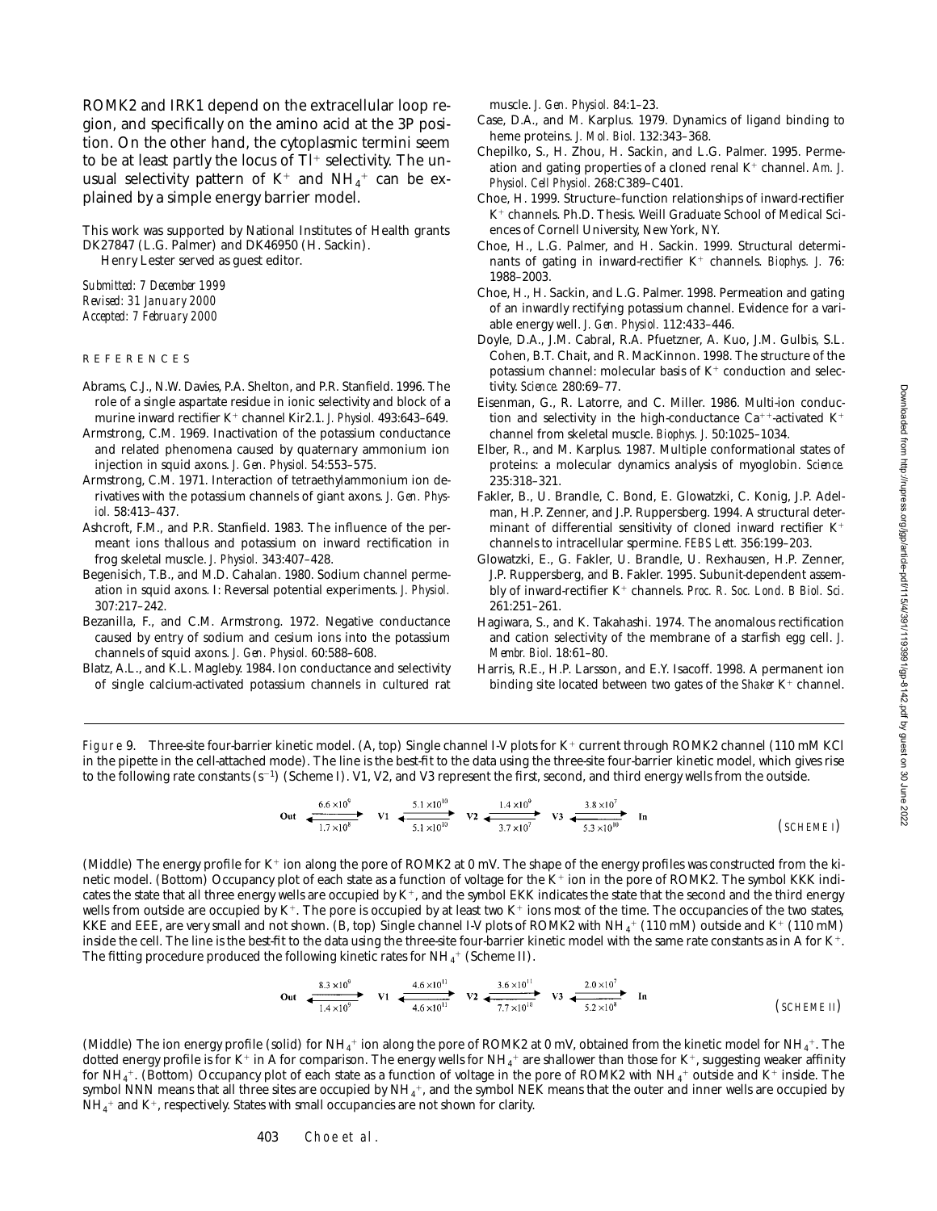ROMK2 and IRK1 depend on the extracellular loop region, and specifically on the amino acid at the 3P position. On the other hand, the cytoplasmic termini seem to be at least partly the locus of $Tl^+$ selectivity. The unusual selectivity pattern of $K^+$ and $NH_4^+$ can be explained by a simple energy barrier model.

This work was supported by National Institutes of Health grants DK27847 (L.G. Palmer) and DK46950 (H. Sackin).

Henry Lester served as guest editor.

*Submitted: 7 December 1999*
*Revised: 31 January 2000*
*Accepted: 7 February 2000*

## REFERENCES

Abrams, C.J., N.W. Davies, P.A. Shelton, and P.R. Stanfield. 1996. The role of a single aspartate residue in ionic selectivity and block of a murine inward rectifier $K^+$ channel Kir2.1. *J. Physiol.* 493:643–649.

Armstrong, C.M. 1969. Inactivation of the potassium conductance and related phenomena caused by quaternary ammonium ion injection in squid axons. *J. Gen. Physiol.* 54:553–575.

Armstrong, C.M. 1971. Interaction of tetraethylammonium ion derivatives with the potassium channels of giant axons. *J. Gen. Physiol.* 58:413–437.

Ashcroft, F.M., and P.R. Stanfield. 1983. The influence of the permeant ions thallous and potassium on inward rectification in frog skeletal muscle. *J. Physiol.* 343:407–428.

Begenisich, T.B., and M.D. Cahalan. 1980. Sodium channel permeation in squid axons. I: Reversal potential experiments. *J. Physiol.* 307:217–242.

Bezanilla, F., and C.M. Armstrong. 1972. Negative conductance caused by entry of sodium and cesium ions into the potassium channels of squid axons. *J. Gen. Physiol.* 60:588–608.

Blatz, A.L., and K.L. Magleby. 1984. Ion conductance and selectivity of single calcium-activated potassium channels in cultured rat muscle. *J. Gen. Physiol.* 84:1–23.

Case, D.A., and M. Karplus. 1979. Dynamics of ligand binding to heme proteins. *J. Mol. Biol.* 132:343–368.

Chepilko, S., H. Zhou, H. Sackin, and L.G. Palmer. 1995. Permeation and gating properties of a cloned renal $K^+$ channel. *Am. J. Physiol. Cell Physiol.* 268:C389–C401.

Choe, H. 1999. Structure–function relationships of inward-rectifier $K^+$ channels. Ph.D. Thesis. Weill Graduate School of Medical Sciences of Cornell University, New York, NY.

Choe, H., L.G. Palmer, and H. Sackin. 1999. Structural determinants of gating in inward-rectifier $K^+$ channels. *Biophys. J.* 76: 1988–2003.

Choe, H., H. Sackin, and L.G. Palmer. 1998. Permeation and gating of an inwardly rectifying potassium channel. Evidence for a variable energy well. *J. Gen. Physiol.* 112:433–446.

Doyle, D.A., J.M. Cabral, R.A. Pfuetzner, A. Kuo, J.M. Gulbis, S.L. Cohen, B.T. Chait, and R. MacKinnon. 1998. The structure of the potassium channel: molecular basis of $K^+$ conduction and selectivity. *Science.* 280:69–77.

Eisenman, G., R. Latorre, and C. Miller. 1986. Multi-ion conduction and selectivity in the high-conductance $Ca^{++}$-activated $K^+$ channel from skeletal muscle. *Biophys. J.* 50:1025–1034.

Elber, R., and M. Karplus. 1987. Multiple conformational states of proteins: a molecular dynamics analysis of myoglobin. *Science.* 235:318–321.

Fakler, B., U. Brandle, C. Bond, E. Glowatzki, C. Konig, J.P. Adelman, H.P. Zenner, and J.P. Ruppersberg. 1994. A structural determinant of differential sensitivity of cloned inward rectifier $K^+$ channels to intracellular spermine. *FEBS Lett.* 356:199–203.

Glowatzki, E., G. Fakler, U. Brandle, U. Rexhausen, H.P. Zenner, J.P. Ruppersberg, and B. Fakler. 1995. Subunit-dependent assembly of inward-rectifier $K^+$ channels. *Proc. R. Soc. Lond. B Biol. Sci.* 261:251–261.

Hagiwara, S., and K. Takahashi. 1974. The anomalous rectification and cation selectivity of the membrane of a starfish egg cell. *J. Membr. Biol.* 18:61–80.

Harris, R.E., H.P. Larsson, and E.Y. Isacoff. 1998. A permanent ion binding site located between two gates of the *Shaker* $K^+$ channel.

Figure 9. Three-site four-barrier kinetic model. (A, top) Single channel I-V plots for $K^+$ current through ROMK2 channel (110 mM KCl in the pipette in the cell-attached mode). The line is the best-fit to the data using the three-site four-barrier kinetic model, which gives rise to the following rate constants ($s^{-1}$) (Scheme I). V1, V2, and V3 represent the first, second, and third energy wells from the outside.

$$\text{Out} \underset{1.7\times10^{8}}{\overset{6.6\times10^{9}}{\rightleftharpoons}} \text{V1} \underset{5.1\times10^{10}}{\overset{5.1\times10^{10}}{\rightleftharpoons}} \text{V2} \underset{3.7\times10^{7}}{\overset{1.4\times10^{9}}{\rightleftharpoons}} \text{V3} \underset{5.3\times10^{10}}{\overset{3.8\times10^{7}}{\rightleftharpoons}} \text{In} \qquad (\text{SCHEME I})$$

(Middle) The energy profile for $K^+$ ion along the pore of ROMK2 at 0 mV. The shape of the energy profiles was constructed from the kinetic model. (Bottom) Occupancy plot of each state as a function of voltage for the $K^+$ ion in the pore of ROMK2. The symbol KKK indicates the state that all three energy wells are occupied by $K^+$, and the symbol EKK indicates the state that the second and the third energy wells from outside are occupied by $K^+$. The pore is occupied by at least two $K^+$ ions most of the time. The occupancies of the two states, KKE and EEE, are very small and not shown. (B, top) Single channel I-V plots of ROMK2 with $NH_4^+$ (110 mM) outside and $K^+$ (110 mM) inside the cell. The line is the best-fit to the data using the three-site four-barrier kinetic model with the same rate constants as in A for $K^+$. The fitting procedure produced the following kinetic rates for $NH_4^+$ (Scheme II).

$$\text{Out} \underset{1.4\times10^{9}}{\overset{8.3\times10^{9}}{\rightleftharpoons}} \text{V1} \underset{4.6\times10^{11}}{\overset{4.6\times10^{11}}{\rightleftharpoons}} \text{V2} \underset{7.7\times10^{10}}{\overset{3.6\times10^{11}}{\rightleftharpoons}} \text{V3} \underset{5.2\times10^{8}}{\overset{2.0\times10^{7}}{\rightleftharpoons}} \text{In} \qquad (\text{SCHEME II})$$

(Middle) The ion energy profile (solid) for $NH_4^+$ ion along the pore of ROMK2 at 0 mV, obtained from the kinetic model for $NH_4^+$. The dotted energy profile is for $K^+$ in A for comparison. The energy wells for $NH_4^+$ are shallower than those for $K^+$, suggesting weaker affinity for $NH_4^+$. (Bottom) Occupancy plot of each state as a function of voltage in the pore of ROMK2 with $NH_4^+$ outside and $K^+$ inside. The symbol NNN means that all three sites are occupied by $NH_4^+$, and the symbol NEK means that the outer and inner wells are occupied by $NH_4^+$ and $K^+$, respectively. States with small occupancies are not shown for clarity.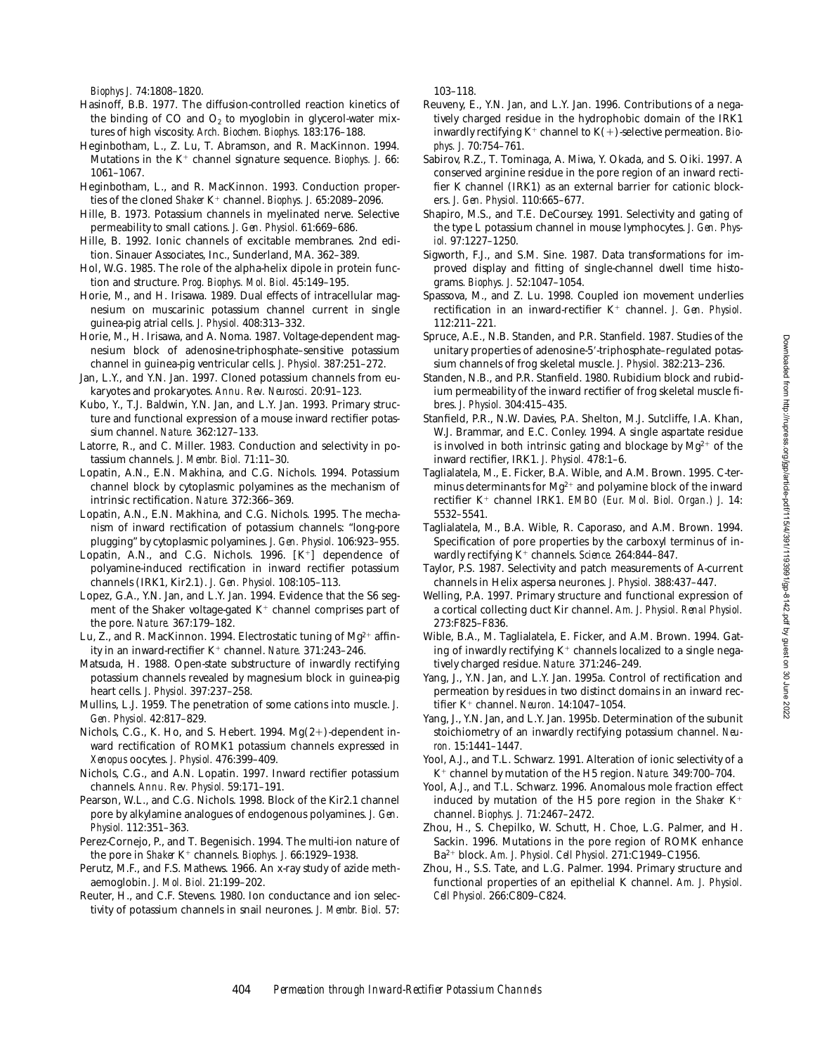*Biophys J.* 74:1808–1820.

Hasinoff, B.B. 1977. The diffusion-controlled reaction kinetics of the binding of CO and $O_2$ to myoglobin in glycerol-water mixtures of high viscosity. *Arch. Biochem. Biophys.* 183:176–188.

Heginbotham, L., Z. Lu, T. Abramson, and R. MacKinnon. 1994. Mutations in the $K^+$ channel signature sequence. *Biophys. J.* 66: 1061–1067.

Heginbotham, L., and R. MacKinnon. 1993. Conduction properties of the cloned *Shaker* $K^+$ channel. *Biophys. J.* 65:2089–2096.

Hille, B. 1973. Potassium channels in myelinated nerve. Selective permeability to small cations. *J. Gen. Physiol.* 61:669–686.

Hille, B. 1992. Ionic channels of excitable membranes. 2nd edition. Sinauer Associates, Inc., Sunderland, MA. 362–389.

Hol, W.G. 1985. The role of the alpha-helix dipole in protein function and structure. *Prog. Biophys. Mol. Biol.* 45:149–195.

Horie, M., and H. Irisawa. 1989. Dual effects of intracellular magnesium on muscarinic potassium channel current in single guinea-pig atrial cells. *J. Physiol.* 408:313–332.

Horie, M., H. Irisawa, and A. Noma. 1987. Voltage-dependent magnesium block of adenosine-triphosphate–sensitive potassium channel in guinea-pig ventricular cells. *J. Physiol.* 387:251–272.

Jan, L.Y., and Y.N. Jan. 1997. Cloned potassium channels from eukaryotes and prokaryotes. *Annu. Rev. Neurosci.* 20:91–123.

Kubo, Y., T.J. Baldwin, Y.N. Jan, and L.Y. Jan. 1993. Primary structure and functional expression of a mouse inward rectifier potassium channel. *Nature.* 362:127–133.

Latorre, R., and C. Miller. 1983. Conduction and selectivity in potassium channels. *J. Membr. Biol.* 71:11–30.

Lopatin, A.N., E.N. Makhina, and C.G. Nichols. 1994. Potassium channel block by cytoplasmic polyamines as the mechanism of intrinsic rectification. *Nature.* 372:366–369.

Lopatin, A.N., E.N. Makhina, and C.G. Nichols. 1995. The mechanism of inward rectification of potassium channels: "long-pore plugging" by cytoplasmic polyamines. *J. Gen. Physiol.* 106:923–955.

Lopatin, A.N., and C.G. Nichols. 1996. $[K^+]$ dependence of polyamine-induced rectification in inward rectifier potassium channels (IRK1, Kir2.1). *J. Gen. Physiol.* 108:105–113.

Lopez, G.A., Y.N. Jan, and L.Y. Jan. 1994. Evidence that the S6 segment of the Shaker voltage-gated $K^+$ channel comprises part of the pore. *Nature.* 367:179–182.

Lu, Z., and R. MacKinnon. 1994. Electrostatic tuning of $Mg^{2+}$ affinity in an inward-rectifier $K^+$ channel. *Nature.* 371:243–246.

Matsuda, H. 1988. Open-state substructure of inwardly rectifying potassium channels revealed by magnesium block in guinea-pig heart cells. *J. Physiol.* 397:237–258.

Mullins, L.J. 1959. The penetration of some cations into muscle. *J. Gen. Physiol.* 42:817–829.

Nichols, C.G., K. Ho, and S. Hebert. 1994. Mg(2+)-dependent inward rectification of ROMK1 potassium channels expressed in *Xenopus* oocytes. *J. Physiol.* 476:399–409.

Nichols, C.G., and A.N. Lopatin. 1997. Inward rectifier potassium channels. *Annu. Rev. Physiol.* 59:171–191.

Pearson, W.L., and C.G. Nichols. 1998. Block of the Kir2.1 channel pore by alkylamine analogues of endogenous polyamines. *J. Gen. Physiol.* 112:351–363.

Perez-Cornejo, P., and T. Begenisich. 1994. The multi-ion nature of the pore in *Shaker* $K^+$ channels. *Biophys. J.* 66:1929–1938.

Perutz, M.F., and F.S. Mathews. 1966. An x-ray study of azide methaemoglobin. *J. Mol. Biol.* 21:199–202.

Reuter, H., and C.F. Stevens. 1980. Ion conductance and ion selectivity of potassium channels in snail neurones. *J. Membr. Biol.* 57: 103–118.

Reuveny, E., Y.N. Jan, and L.Y. Jan. 1996. Contributions of a negatively charged residue in the hydrophobic domain of the IRK1 inwardly rectifying $K^+$ channel to K(+)-selective permeation. *Biophys. J.* 70:754–761.

Sabirov, R.Z., T. Tominaga, A. Miwa, Y. Okada, and S. Oiki. 1997. A conserved arginine residue in the pore region of an inward rectifier K channel (IRK1) as an external barrier for cationic blockers. *J. Gen. Physiol.* 110:665–677.

Shapiro, M.S., and T.E. DeCoursey. 1991. Selectivity and gating of the type L potassium channel in mouse lymphocytes. *J. Gen. Physiol.* 97:1227–1250.

Sigworth, F.J., and S.M. Sine. 1987. Data transformations for improved display and fitting of single-channel dwell time histograms. *Biophys. J.* 52:1047–1054.

Spassova, M., and Z. Lu. 1998. Coupled ion movement underlies rectification in an inward-rectifier $K^+$ channel. *J. Gen. Physiol.* 112:211–221.

Spruce, A.E., N.B. Standen, and P.R. Stanfield. 1987. Studies of the unitary properties of adenosine-5′-triphosphate–regulated potassium channels of frog skeletal muscle. *J. Physiol.* 382:213–236.

Standen, N.B., and P.R. Stanfield. 1980. Rubidium block and rubidium permeability of the inward rectifier of frog skeletal muscle fibres. *J. Physiol.* 304:415–435.

Stanfield, P.R., N.W. Davies, P.A. Shelton, M.J. Sutcliffe, I.A. Khan, W.J. Brammar, and E.C. Conley. 1994. A single aspartate residue is involved in both intrinsic gating and blockage by $Mg^{2+}$ of the inward rectifier, IRK1. *J. Physiol.* 478:1–6.

Taglialatela, M., E. Ficker, B.A. Wible, and A.M. Brown. 1995. C-terminus determinants for $Mg^{2+}$ and polyamine block of the inward rectifier $K^+$ channel IRK1. *EMBO (Eur. Mol. Biol. Organ.) J.* 14: 5532–5541.

Taglialatela, M., B.A. Wible, R. Caporaso, and A.M. Brown. 1994. Specification of pore properties by the carboxyl terminus of inwardly rectifying $K^+$ channels. *Science.* 264:844–847.

Taylor, P.S. 1987. Selectivity and patch measurements of A-current channels in Helix aspersa neurones. *J. Physiol.* 388:437–447.

Welling, P.A. 1997. Primary structure and functional expression of a cortical collecting duct Kir channel. *Am. J. Physiol. Renal Physiol.* 273:F825–F836.

Wible, B.A., M. Taglialatela, E. Ficker, and A.M. Brown. 1994. Gating of inwardly rectifying $K^+$ channels localized to a single negatively charged residue. *Nature.* 371:246–249.

Yang, J., Y.N. Jan, and L.Y. Jan. 1995a. Control of rectification and permeation by residues in two distinct domains in an inward rectifier $K^+$ channel. *Neuron.* 14:1047–1054.

Yang, J., Y.N. Jan, and L.Y. Jan. 1995b. Determination of the subunit stoichiometry of an inwardly rectifying potassium channel. *Neuron.* 15:1441–1447.

Yool, A.J., and T.L. Schwarz. 1991. Alteration of ionic selectivity of a $K^+$ channel by mutation of the H5 region. *Nature.* 349:700–704.

Yool, A.J., and T.L. Schwarz. 1996. Anomalous mole fraction effect induced by mutation of the H5 pore region in the *Shaker* $K^+$ channel. *Biophys. J.* 71:2467–2472.

Zhou, H., S. Chepilko, W. Schutt, H. Choe, L.G. Palmer, and H. Sackin. 1996. Mutations in the pore region of ROMK enhance $Ba^{2+}$ block. *Am. J. Physiol. Cell Physiol.* 271:C1949–C1956.

Zhou, H., S.S. Tate, and L.G. Palmer. 1994. Primary structure and functional properties of an epithelial K channel. *Am. J. Physiol. Cell Physiol.* 266:C809–C824.